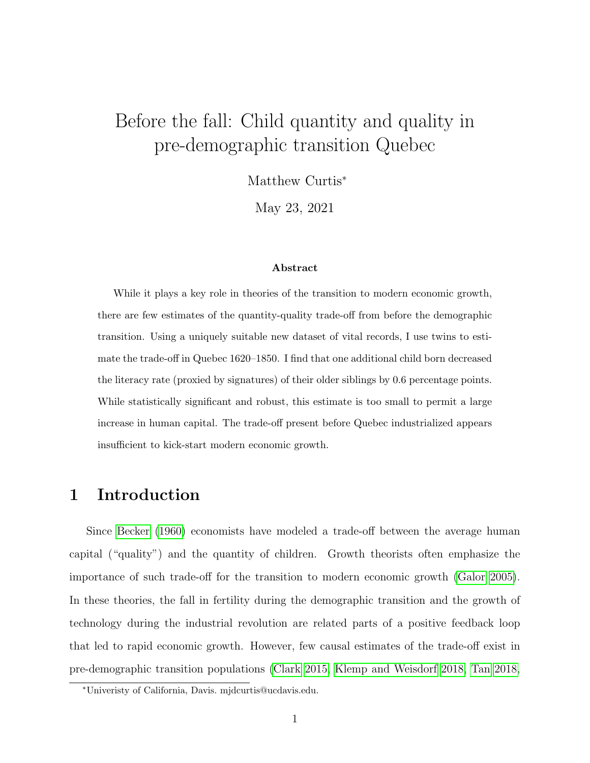# Before the fall: Child quantity and quality in pre-demographic transition Quebec

Matthew Curtis[*]

May 23, 2021

**Abstract**

While it plays a key role in theories of the transition to modern economic growth, there are few estimates of the quantity-quality trade-off from before the demographic transition. Using a uniquely suitable new dataset of vital records, I use twins to estimate the trade-off in Quebec 1620–1850. I find that one additional child born decreased the literacy rate (proxied by signatures) of their older siblings by 0.6 percentage points. While statistically significant and robust, this estimate is too small to permit a large increase in human capital. The trade-off present before Quebec industrialized appears insufficient to kick-start modern economic growth.

## 1 Introduction

Since Becker (1960) economists have modeled a trade-off between the average human capital ("quality") and the quantity of children. Growth theorists often emphasize the importance of such trade-off for the transition to modern economic growth (Galor 2005). In these theories, the fall in fertility during the demographic transition and the growth of technology during the industrial revolution are related parts of a positive feedback loop that led to rapid economic growth. However, few causal estimates of the trade-off exist in pre-demographic transition populations (Clark 2015, Klemp and Weisdorf 2018, Tan 2018,

[*] Univeristy of California, Davis. mjdcurtis@ucdavis.edu.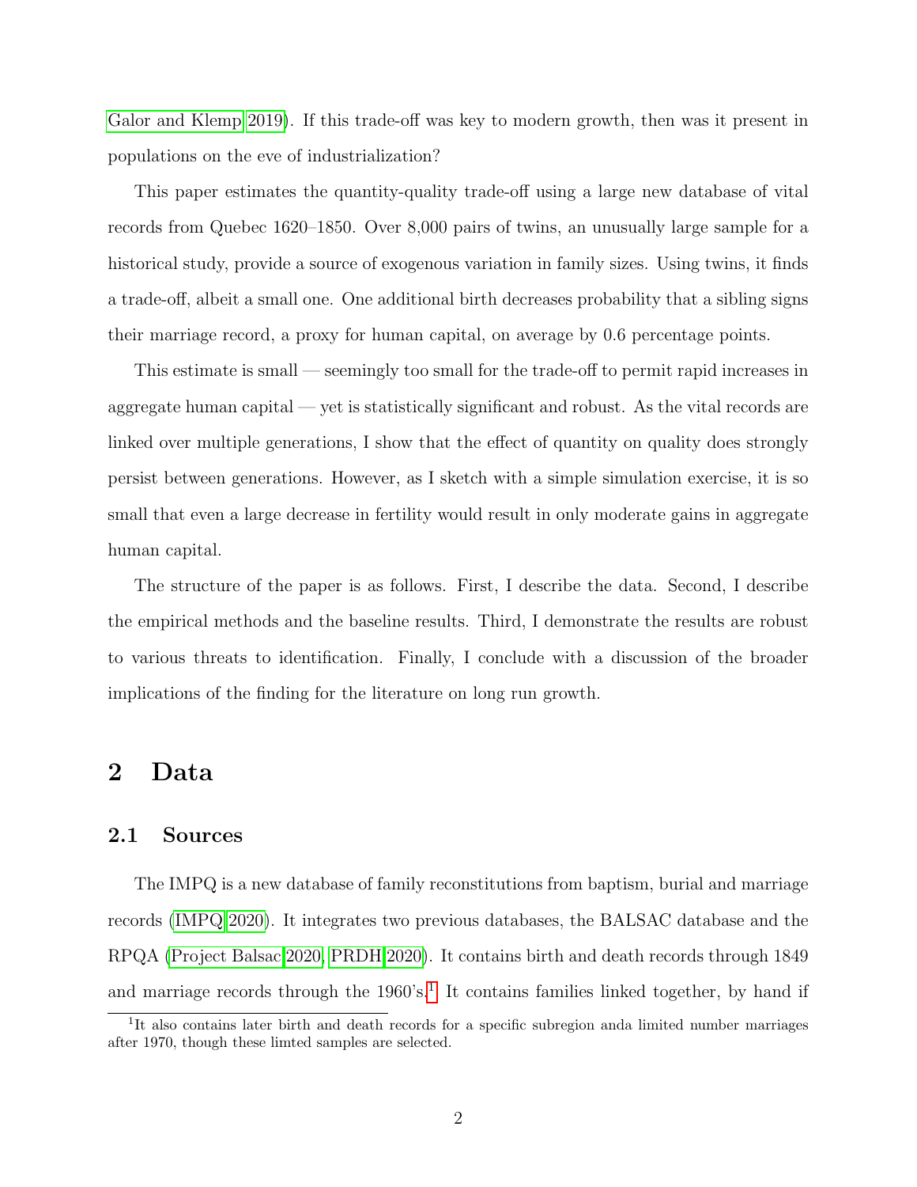Galor and Klemp 2019). If this trade-off was key to modern growth, then was it present in populations on the eve of industrialization?

This paper estimates the quantity-quality trade-off using a large new database of vital records from Quebec 1620–1850. Over 8,000 pairs of twins, an unusually large sample for a historical study, provide a source of exogenous variation in family sizes. Using twins, it finds a trade-off, albeit a small one. One additional birth decreases probability that a sibling signs their marriage record, a proxy for human capital, on average by 0.6 percentage points.

This estimate is small — seemingly too small for the trade-off to permit rapid increases in aggregate human capital — yet is statistically significant and robust. As the vital records are linked over multiple generations, I show that the effect of quantity on quality does strongly persist between generations. However, as I sketch with a simple simulation exercise, it is so small that even a large decrease in fertility would result in only moderate gains in aggregate human capital.

The structure of the paper is as follows. First, I describe the data. Second, I describe the empirical methods and the baseline results. Third, I demonstrate the results are robust to various threats to identification. Finally, I conclude with a discussion of the broader implications of the finding for the literature on long run growth.

## 2 Data

### 2.1 Sources

The IMPQ is a new database of family reconstitutions from baptism, burial and marriage records (IMPQ 2020). It integrates two previous databases, the BALSAC database and the RPQA (Project Balsac 2020, PRDH 2020). It contains birth and death records through 1849 and marriage records through the 1960's.[1] It contains families linked together, by hand if

[1] It also contains later birth and death records for a specific subregion anda limited number marriages after 1970, though these limted samples are selected.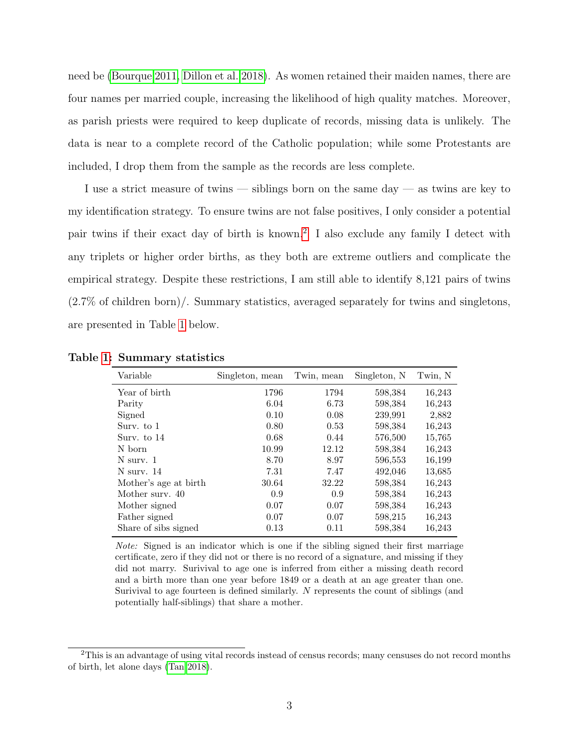need be (Bourque 2011, Dillon et al. 2018). As women retained their maiden names, there are four names per married couple, increasing the likelihood of high quality matches. Moreover, as parish priests were required to keep duplicate of records, missing data is unlikely. The data is near to a complete record of the Catholic population; while some Protestants are included, I drop them from the sample as the records are less complete.

I use a strict measure of twins — siblings born on the same day — as twins are key to my identification strategy. To ensure twins are not false positives, I only consider a potential pair twins if their exact day of birth is known.[2] I also exclude any family I detect with any triplets or higher order births, as they both are extreme outliers and complicate the empirical strategy. Despite these restrictions, I am still able to identify 8,121 pairs of twins (2.7% of children born)/. Summary statistics, averaged separately for twins and singletons, are presented in Table 1 below.

**Table 1: Summary statistics**

| Variable | Singleton, mean | Twin, mean | Singleton, N | Twin, N |
|---|---|---|---|---|
| Year of birth | 1796 | 1794 | 598,384 | 16,243 |
| Parity | 6.04 | 6.73 | 598,384 | 16,243 |
| Signed | 0.10 | 0.08 | 239,991 | 2,882 |
| Surv. to 1 | 0.80 | 0.53 | 598,384 | 16,243 |
| Surv. to 14 | 0.68 | 0.44 | 576,500 | 15,765 |
| N born | 10.99 | 12.12 | 598,384 | 16,243 |
| N surv. 1 | 8.70 | 8.97 | 596,553 | 16,199 |
| N surv. 14 | 7.31 | 7.47 | 492,046 | 13,685 |
| Mother's age at birth | 30.64 | 32.22 | 598,384 | 16,243 |
| Mother surv. 40 | 0.9 | 0.9 | 598,384 | 16,243 |
| Mother signed | 0.07 | 0.07 | 598,384 | 16,243 |
| Father signed | 0.07 | 0.07 | 598,215 | 16,243 |
| Share of sibs signed | 0.13 | 0.11 | 598,384 | 16,243 |

*Note:* Signed is an indicator which is one if the sibling signed their first marriage certificate, zero if they did not or there is no record of a signature, and missing if they did not marry. Surivival to age one is inferred from either a missing death record and a birth more than one year before 1849 or a death at an age greater than one. Surivival to age fourteen is defined similarly. *N* represents the count of siblings (and potentially half-siblings) that share a mother.

[2] This is an advantage of using vital records instead of census records; many censuses do not record months of birth, let alone days (Tan 2018).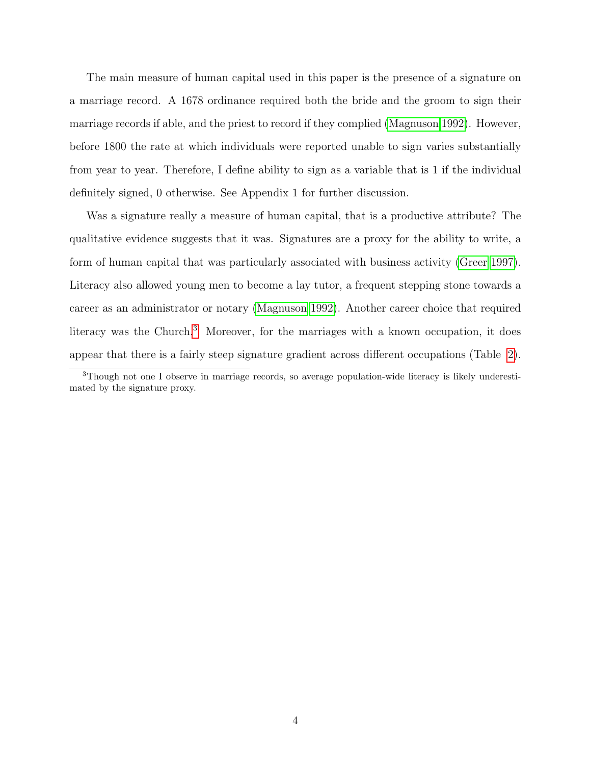The main measure of human capital used in this paper is the presence of a signature on a marriage record. A 1678 ordinance required both the bride and the groom to sign their marriage records if able, and the priest to record if they complied (Magnuson 1992). However, before 1800 the rate at which individuals were reported unable to sign varies substantially from year to year. Therefore, I define ability to sign as a variable that is 1 if the individual definitely signed, 0 otherwise. See Appendix 1 for further discussion.

Was a signature really a measure of human capital, that is a productive attribute? The qualitative evidence suggests that it was. Signatures are a proxy for the ability to write, a form of human capital that was particularly associated with business activity (Greer 1997). Literacy also allowed young men to become a lay tutor, a frequent stepping stone towards a career as an administrator or notary (Magnuson 1992). Another career choice that required literacy was the Church.[3] Moreover, for the marriages with a known occupation, it does appear that there is a fairly steep signature gradient across different occupations (Table 2).

[3] Though not one I observe in marriage records, so average population-wide literacy is likely underestimated by the signature proxy.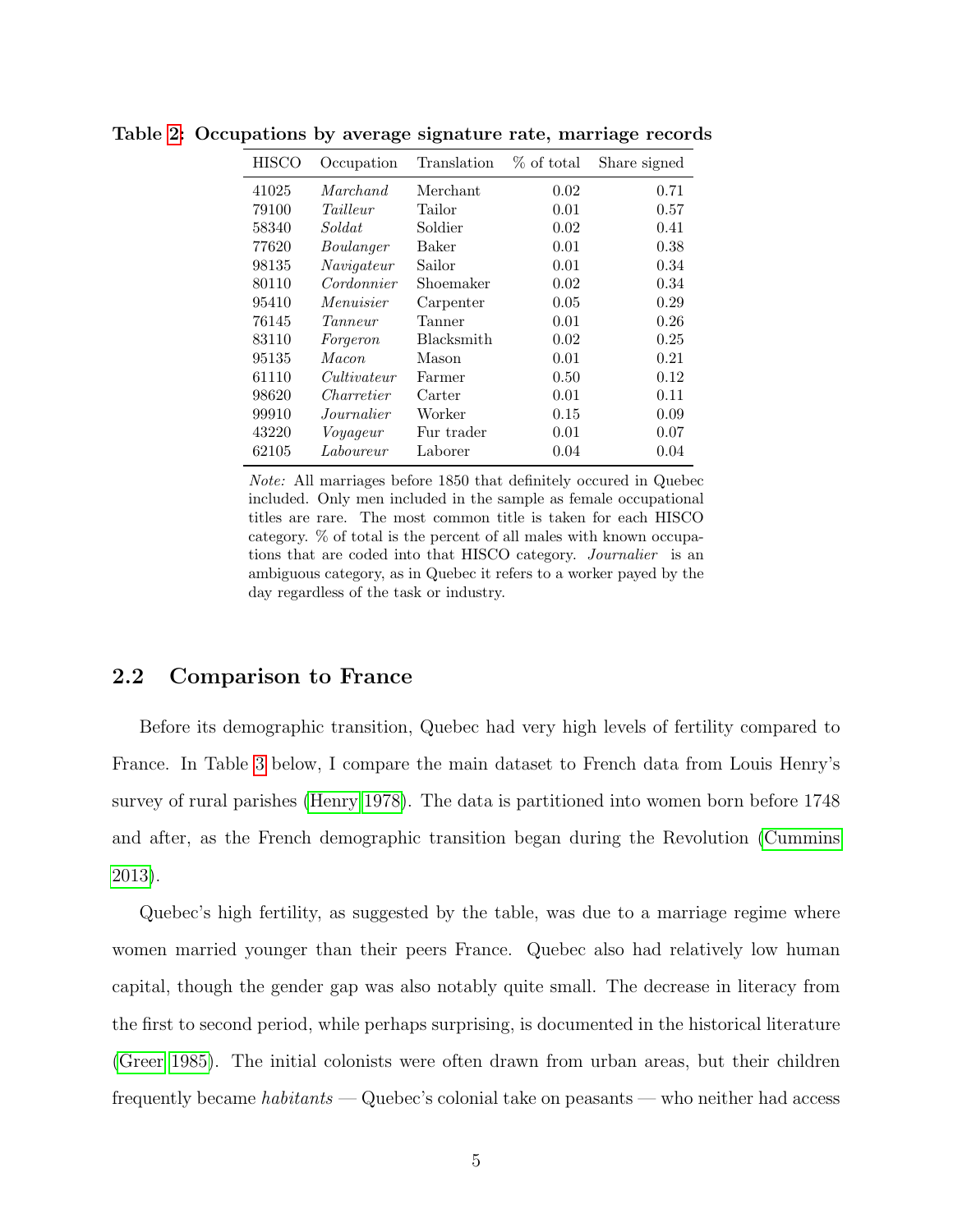**Table 2: Occupations by average signature rate, marriage records**

| HISCO | Occupation | Translation | % of total | Share signed |
|---|---|---|---|---|
| 41025 | *Marchand* | Merchant | 0.02 | 0.71 |
| 79100 | *Tailleur* | Tailor | 0.01 | 0.57 |
| 58340 | *Soldat* | Soldier | 0.02 | 0.41 |
| 77620 | *Boulanger* | Baker | 0.01 | 0.38 |
| 98135 | *Navigateur* | Sailor | 0.01 | 0.34 |
| 80110 | *Cordonnier* | Shoemaker | 0.02 | 0.34 |
| 95410 | *Menuisier* | Carpenter | 0.05 | 0.29 |
| 76145 | *Tanneur* | Tanner | 0.01 | 0.26 |
| 83110 | *Forgeron* | Blacksmith | 0.02 | 0.25 |
| 95135 | *Macon* | Mason | 0.01 | 0.21 |
| 61110 | *Cultivateur* | Farmer | 0.50 | 0.12 |
| 98620 | *Charretier* | Carter | 0.01 | 0.11 |
| 99910 | *Journalier* | Worker | 0.15 | 0.09 |
| 43220 | *Voyageur* | Fur trader | 0.01 | 0.07 |
| 62105 | *Laboureur* | Laborer | 0.04 | 0.04 |

*Note:* All marriages before 1850 that definitely occured in Quebec included. Only men included in the sample as female occupational titles are rare. The most common title is taken for each HISCO category. % of total is the percent of all males with known occupations that are coded into that HISCO category. *Journalier* is an ambiguous category, as in Quebec it refers to a worker payed by the day regardless of the task or industry.

## 2.2 Comparison to France

Before its demographic transition, Quebec had very high levels of fertility compared to France. In Table 3 below, I compare the main dataset to French data from Louis Henry's survey of rural parishes (Henry 1978). The data is partitioned into women born before 1748 and after, as the French demographic transition began during the Revolution (Cummins 2013).

Quebec's high fertility, as suggested by the table, was due to a marriage regime where women married younger than their peers France. Quebec also had relatively low human capital, though the gender gap was also notably quite small. The decrease in literacy from the first to second period, while perhaps surprising, is documented in the historical literature (Greer 1985). The initial colonists were often drawn from urban areas, but their children frequently became *habitants* — Quebec's colonial take on peasants — who neither had access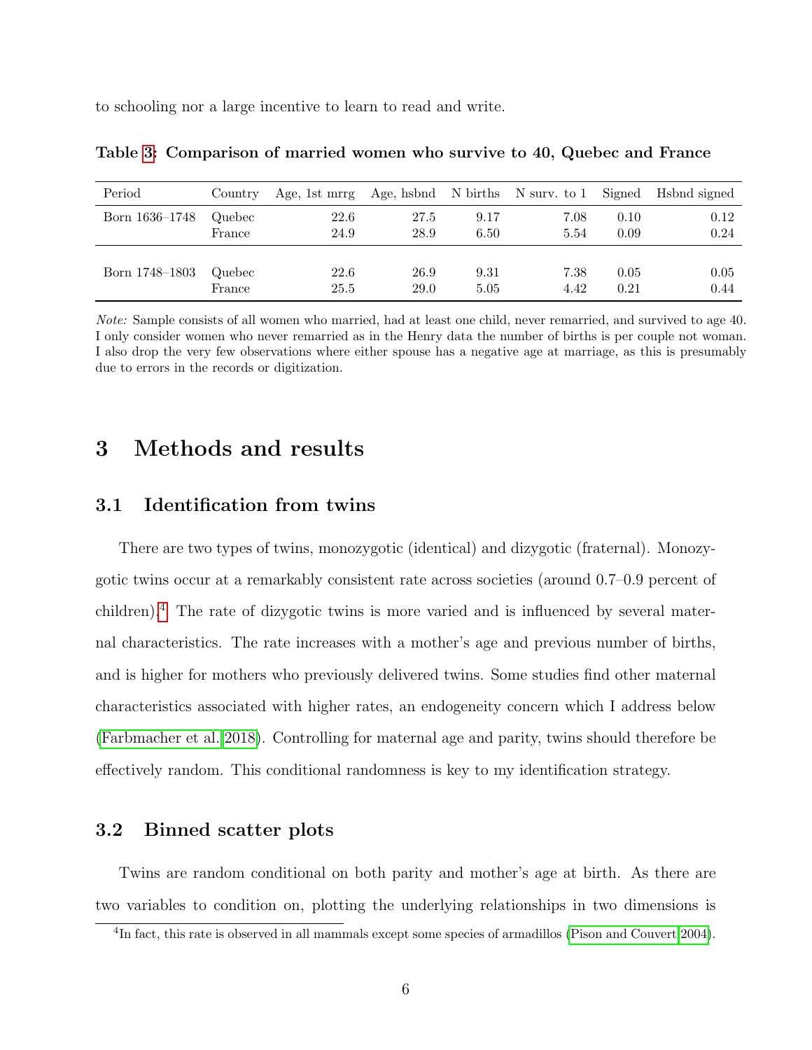to schooling nor a large incentive to learn to read and write.

**Table 3: Comparison of married women who survive to 40, Quebec and France**

| Period | Country | Age, 1st mrrg | Age, hsbnd | N births | N surv. to 1 | Signed | Hsbnd signed |
|---|---|---|---|---|---|---|---|
| Born 1636–1748 | Quebec | 22.6 | 27.5 | 9.17 | 7.08 | 0.10 | 0.12 |
| | France | 24.9 | 28.9 | 6.50 | 5.54 | 0.09 | 0.24 |
| Born 1748–1803 | Quebec | 22.6 | 26.9 | 9.31 | 7.38 | 0.05 | 0.05 |
| | France | 25.5 | 29.0 | 5.05 | 4.42 | 0.21 | 0.44 |

*Note:* Sample consists of all women who married, had at least one child, never remarried, and survived to age 40. I only consider women who never remarried as in the Henry data the number of births is per couple not woman. I also drop the very few observations where either spouse has a negative age at marriage, as this is presumably due to errors in the records or digitization.

# 3 Methods and results

## 3.1 Identification from twins

There are two types of twins, monozygotic (identical) and dizygotic (fraternal). Monozygotic twins occur at a remarkably consistent rate across societies (around 0.7–0.9 percent of children).[4] The rate of dizygotic twins is more varied and is influenced by several maternal characteristics. The rate increases with a mother's age and previous number of births, and is higher for mothers who previously delivered twins. Some studies find other maternal characteristics associated with higher rates, an endogeneity concern which I address below (Farbmacher et al. 2018). Controlling for maternal age and parity, twins should therefore be effectively random. This conditional randomness is key to my identification strategy.

## 3.2 Binned scatter plots

Twins are random conditional on both parity and mother's age at birth. As there are two variables to condition on, plotting the underlying relationships in two dimensions is

[4] In fact, this rate is observed in all mammals except some species of armadillos (Pison and Couvert 2004).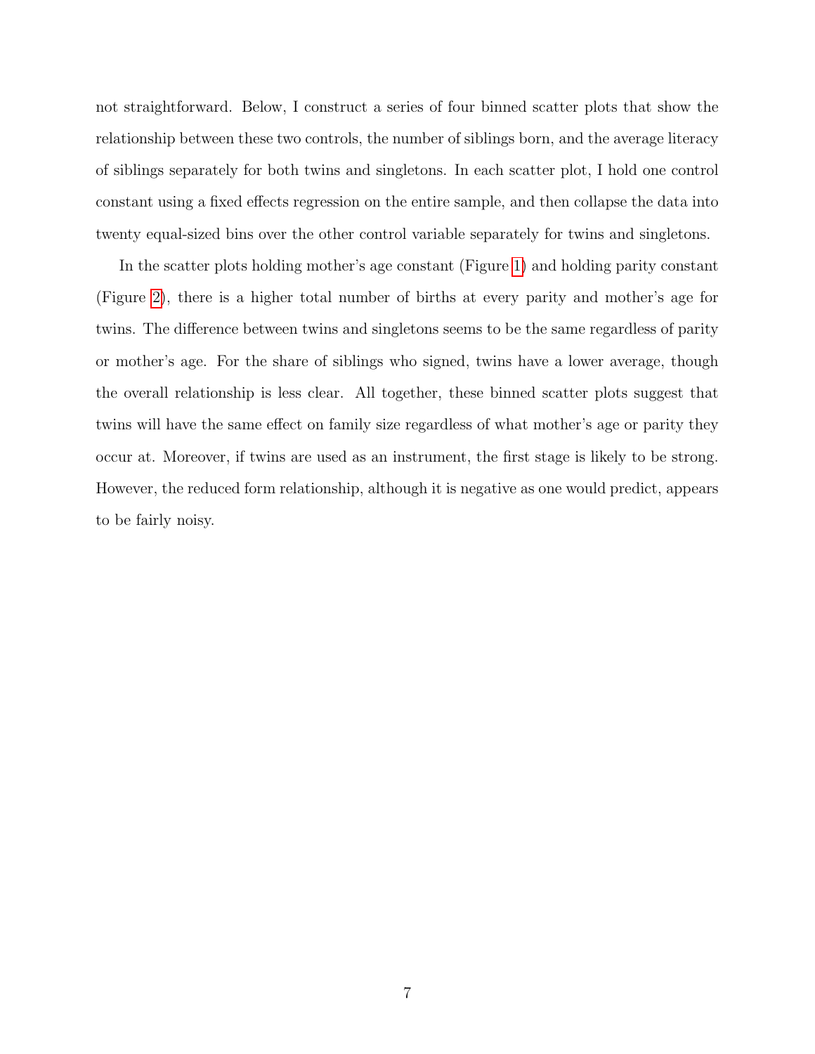not straightforward. Below, I construct a series of four binned scatter plots that show the relationship between these two controls, the number of siblings born, and the average literacy of siblings separately for both twins and singletons. In each scatter plot, I hold one control constant using a fixed effects regression on the entire sample, and then collapse the data into twenty equal-sized bins over the other control variable separately for twins and singletons.

In the scatter plots holding mother's age constant (Figure 1) and holding parity constant (Figure 2), there is a higher total number of births at every parity and mother's age for twins. The difference between twins and singletons seems to be the same regardless of parity or mother's age. For the share of siblings who signed, twins have a lower average, though the overall relationship is less clear. All together, these binned scatter plots suggest that twins will have the same effect on family size regardless of what mother's age or parity they occur at. Moreover, if twins are used as an instrument, the first stage is likely to be strong. However, the reduced form relationship, although it is negative as one would predict, appears to be fairly noisy.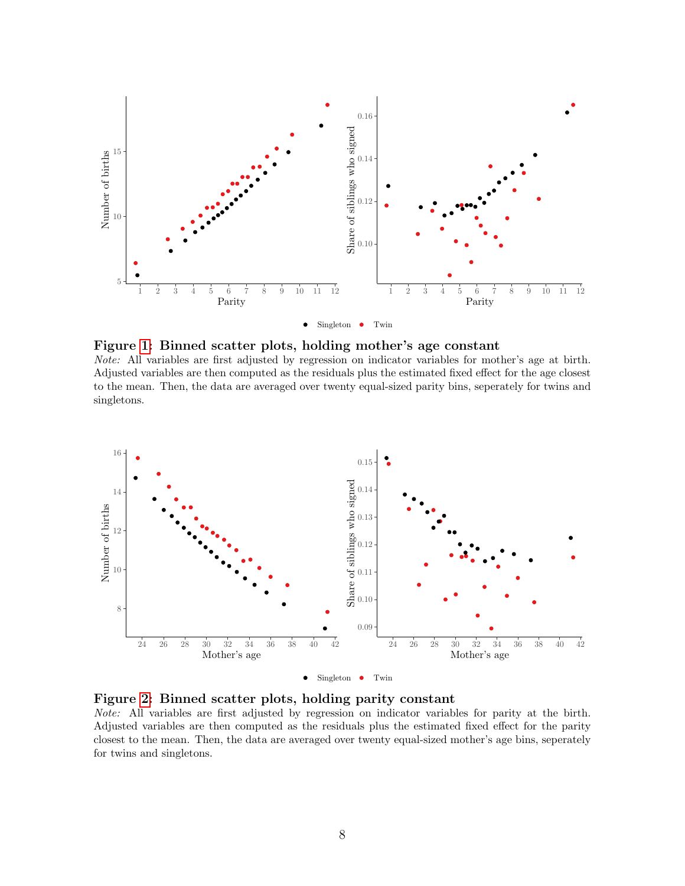**Figure 1: Binned scatter plots, holding mother's age constant**

*Note:* All variables are first adjusted by regression on indicator variables for mother's age at birth. Adjusted variables are then computed as the residuals plus the estimated fixed effect for the age closest to the mean. Then, the data are averaged over twenty equal-sized parity bins, seperately for twins and singletons.

**Figure 2: Binned scatter plots, holding parity constant**

*Note:* All variables are first adjusted by regression on indicator variables for parity at the birth. Adjusted variables are then computed as the residuals plus the estimated fixed effect for the parity closest to the mean. Then, the data are averaged over twenty equal-sized mother's age bins, seperately for twins and singletons.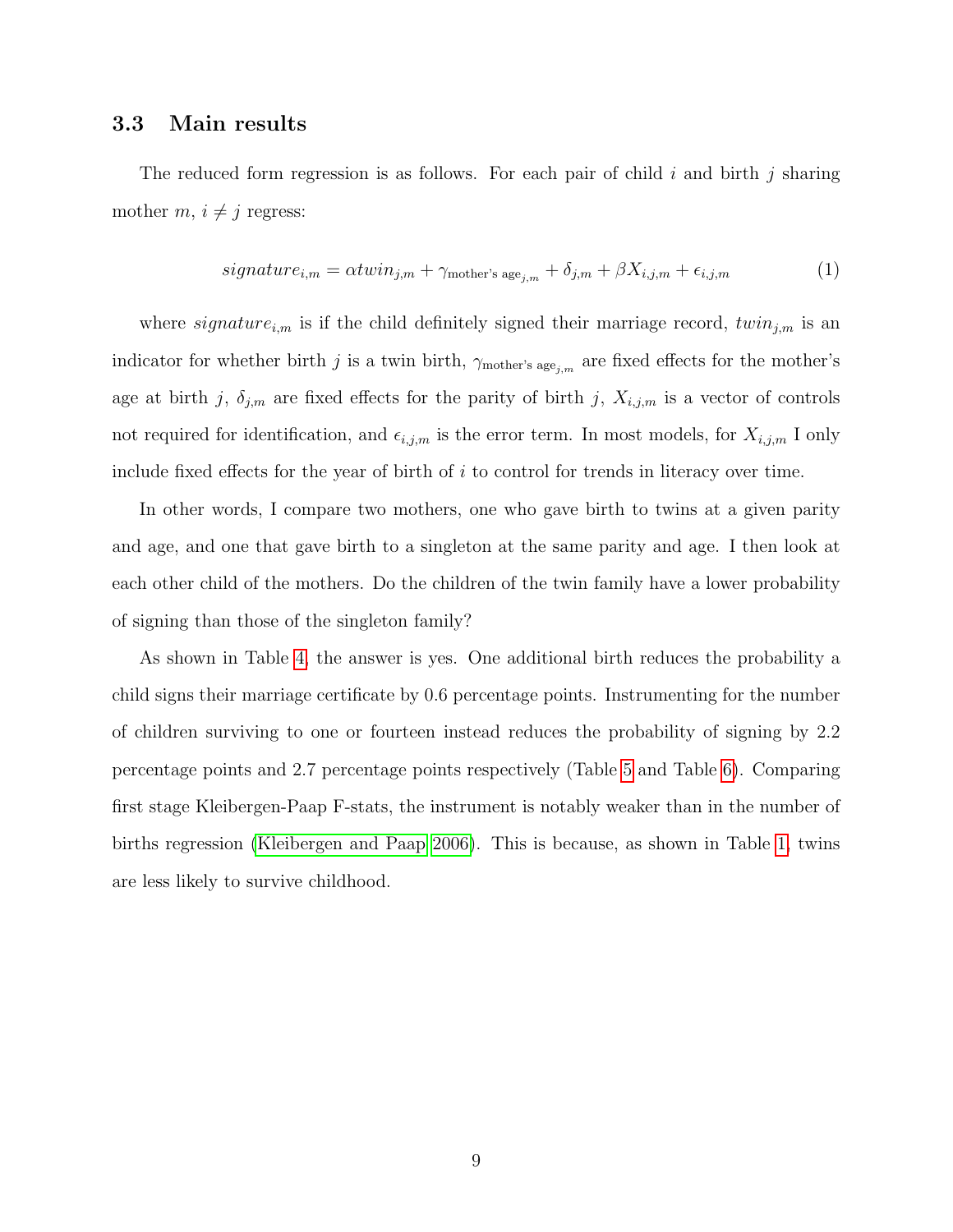## 3.3 Main results

The reduced form regression is as follows. For each pair of child $i$ and birth $j$ sharing mother $m$, $i \neq j$ regress:

$$signature_{i,m} = \alpha twin_{j,m} + \gamma_{\text{mother's age}_{j,m}} + \delta_{j,m} + \beta X_{i,j,m} + \epsilon_{i,j,m} \tag{1}$$

where $signature_{i,m}$ is if the child definitely signed their marriage record, $twin_{j,m}$ is an indicator for whether birth $j$ is a twin birth, $\gamma_{\text{mother's age}_{j,m}}$ are fixed effects for the mother's age at birth $j$, $\delta_{j,m}$ are fixed effects for the parity of birth $j$, $X_{i,j,m}$ is a vector of controls not required for identification, and $\epsilon_{i,j,m}$ is the error term. In most models, for $X_{i,j,m}$ I only include fixed effects for the year of birth of $i$ to control for trends in literacy over time.

In other words, I compare two mothers, one who gave birth to twins at a given parity and age, and one that gave birth to a singleton at the same parity and age. I then look at each other child of the mothers. Do the children of the twin family have a lower probability of signing than those of the singleton family?

As shown in Table 4, the answer is yes. One additional birth reduces the probability a child signs their marriage certificate by 0.6 percentage points. Instrumenting for the number of children surviving to one or fourteen instead reduces the probability of signing by 2.2 percentage points and 2.7 percentage points respectively (Table 5 and Table 6). Comparing first stage Kleibergen-Paap F-stats, the instrument is notably weaker than in the number of births regression (Kleibergen and Paap 2006). This is because, as shown in Table 1, twins are less likely to survive childhood.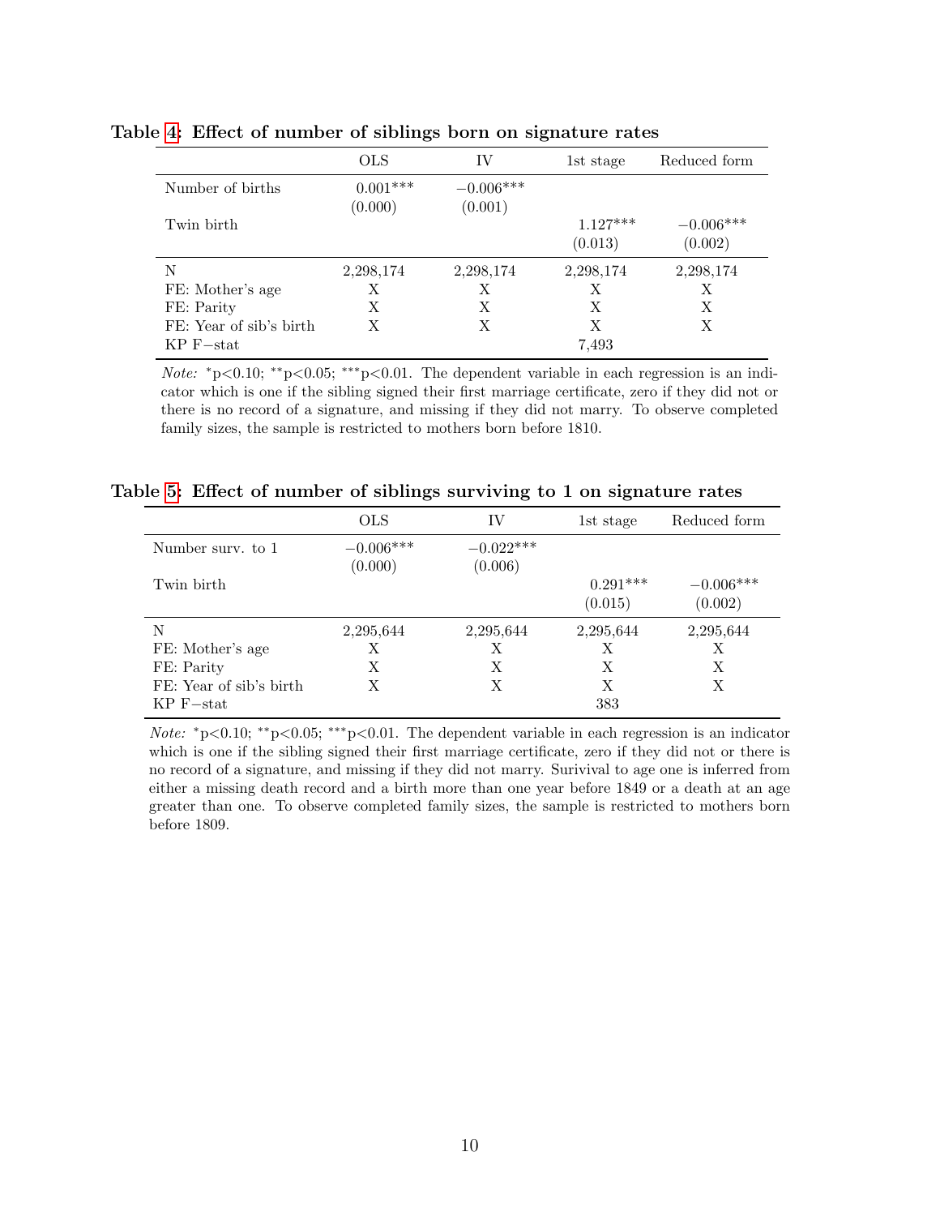**Table 4: Effect of number of siblings born on signature rates**

| | OLS | IV | 1st stage | Reduced form |
|---|---|---|---|---|
| Number of births | 0.001*** | −0.006*** | | |
| | (0.000) | (0.001) | | |
| Twin birth | | | 1.127*** | −0.006*** |
| | | | (0.013) | (0.002) |
| N | 2,298,174 | 2,298,174 | 2,298,174 | 2,298,174 |
| FE: Mother's age | X | X | X | X |
| FE: Parity | X | X | X | X |
| FE: Year of sib's birth | X | X | X | X |
| KP F−stat | | | 7,493 | |

*Note:* *p<0.10; **p<0.05; ***p<0.01. The dependent variable in each regression is an indicator which is one if the sibling signed their first marriage certificate, zero if they did not or there is no record of a signature, and missing if they did not marry. To observe completed family sizes, the sample is restricted to mothers born before 1810.

**Table 5: Effect of number of siblings surviving to 1 on signature rates**

| | OLS | IV | 1st stage | Reduced form |
|---|---|---|---|---|
| Number surv. to 1 | −0.006*** | −0.022*** | | |
| | (0.000) | (0.006) | | |
| Twin birth | | | 0.291*** | −0.006*** |
| | | | (0.015) | (0.002) |
| N | 2,295,644 | 2,295,644 | 2,295,644 | 2,295,644 |
| FE: Mother's age | X | X | X | X |
| FE: Parity | X | X | X | X |
| FE: Year of sib's birth | X | X | X | X |
| KP F−stat | | | 383 | |

*Note:* *p<0.10; **p<0.05; ***p<0.01. The dependent variable in each regression is an indicator which is one if the sibling signed their first marriage certificate, zero if they did not or there is no record of a signature, and missing if they did not marry. Surivival to age one is inferred from either a missing death record and a birth more than one year before 1849 or a death at an age greater than one. To observe completed family sizes, the sample is restricted to mothers born before 1809.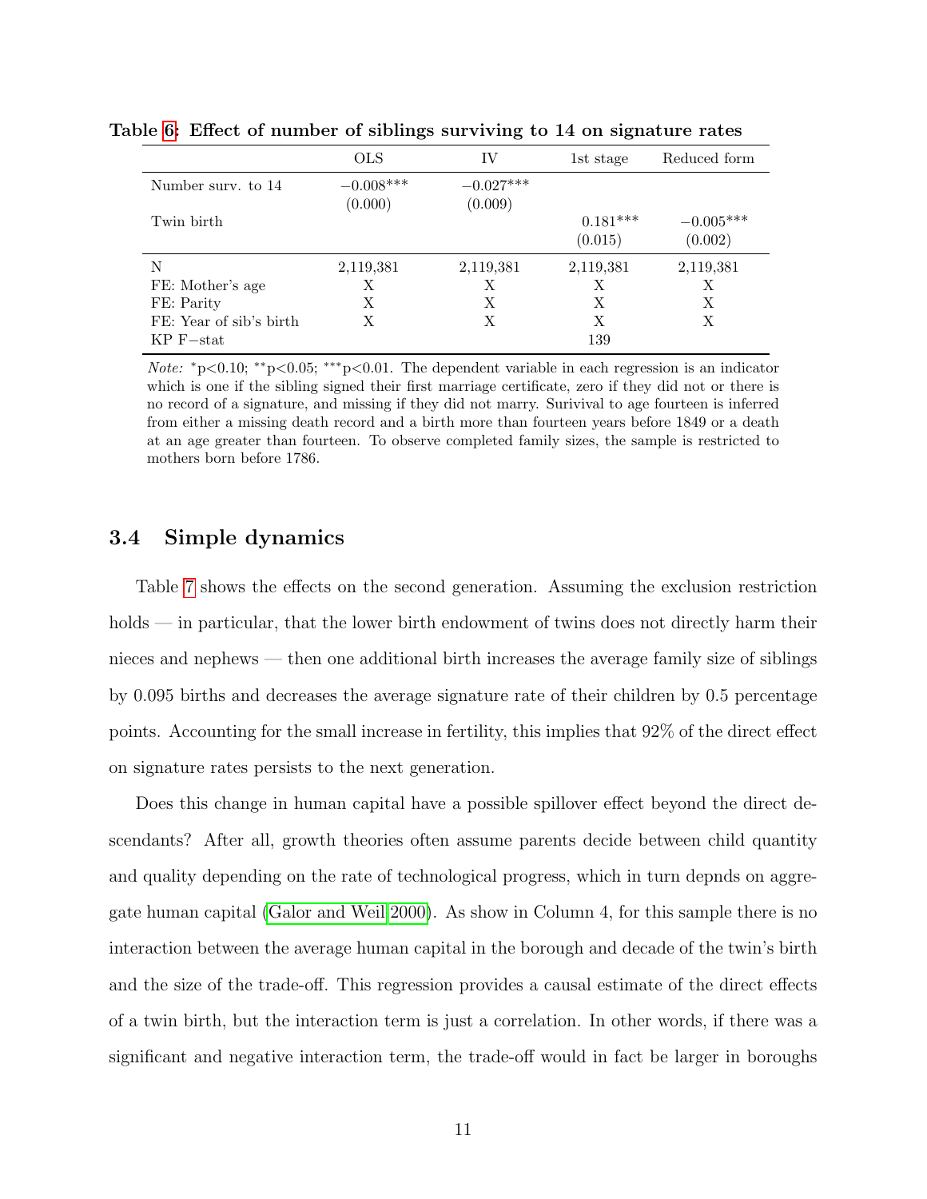**Table 6: Effect of number of siblings surviving to 14 on signature rates**

| | OLS | IV | 1st stage | Reduced form |
|---|---|---|---|---|
| Number surv. to 14 | −0.008*** | −0.027*** | | |
| | (0.000) | (0.009) | | |
| Twin birth | | | 0.181*** | −0.005*** |
| | | | (0.015) | (0.002) |
| N | 2,119,381 | 2,119,381 | 2,119,381 | 2,119,381 |
| FE: Mother's age | X | X | X | X |
| FE: Parity | X | X | X | X |
| FE: Year of sib's birth | X | X | X | X |
| KP F−stat | | | 139 | |

*Note:* *p<0.10; **p<0.05; ***p<0.01. The dependent variable in each regression is an indicator which is one if the sibling signed their first marriage certificate, zero if they did not or there is no record of a signature, and missing if they did not marry. Surivival to age fourteen is inferred from either a missing death record and a birth more than fourteen years before 1849 or a death at an age greater than fourteen. To observe completed family sizes, the sample is restricted to mothers born before 1786.

### 3.4 Simple dynamics

Table 7 shows the effects on the second generation. Assuming the exclusion restriction holds — in particular, that the lower birth endowment of twins does not directly harm their nieces and nephews — then one additional birth increases the average family size of siblings by 0.095 births and decreases the average signature rate of their children by 0.5 percentage points. Accounting for the small increase in fertility, this implies that 92% of the direct effect on signature rates persists to the next generation.

Does this change in human capital have a possible spillover effect beyond the direct descendants? After all, growth theories often assume parents decide between child quantity and quality depending on the rate of technological progress, which in turn depnds on aggregate human capital (Galor and Weil 2000). As show in Column 4, for this sample there is no interaction between the average human capital in the borough and decade of the twin's birth and the size of the trade-off. This regression provides a causal estimate of the direct effects of a twin birth, but the interaction term is just a correlation. In other words, if there was a significant and negative interaction term, the trade-off would in fact be larger in boroughs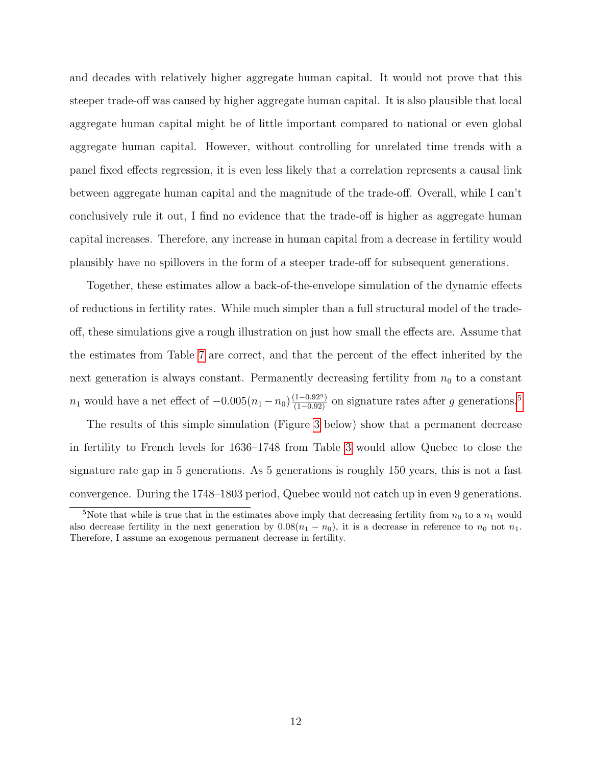and decades with relatively higher aggregate human capital. It would not prove that this steeper trade-off was caused by higher aggregate human capital. It is also plausible that local aggregate human capital might be of little important compared to national or even global aggregate human capital. However, without controlling for unrelated time trends with a panel fixed effects regression, it is even less likely that a correlation represents a causal link between aggregate human capital and the magnitude of the trade-off. Overall, while I can't conclusively rule it out, I find no evidence that the trade-off is higher as aggregate human capital increases. Therefore, any increase in human capital from a decrease in fertility would plausibly have no spillovers in the form of a steeper trade-off for subsequent generations.

Together, these estimates allow a back-of-the-envelope simulation of the dynamic effects of reductions in fertility rates. While much simpler than a full structural model of the trade-off, these simulations give a rough illustration on just how small the effects are. Assume that the estimates from Table 7 are correct, and that the percent of the effect inherited by the next generation is always constant. Permanently decreasing fertility from $n_0$ to a constant $n_1$ would have a net effect of $-0.005(n_1 - n_0)\frac{(1-0.92^g)}{(1-0.92)}$ on signature rates after $g$ generations.[5]

The results of this simple simulation (Figure 3 below) show that a permanent decrease in fertility to French levels for 1636–1748 from Table 3 would allow Quebec to close the signature rate gap in 5 generations. As 5 generations is roughly 150 years, this is not a fast convergence. During the 1748–1803 period, Quebec would not catch up in even 9 generations.

[5]Note that while is true that in the estimates above imply that decreasing fertility from $n_0$ to a $n_1$ would also decrease fertility in the next generation by $0.08(n_1 - n_0)$, it is a decrease in reference to $n_0$ not $n_1$. Therefore, I assume an exogenous permanent decrease in fertility.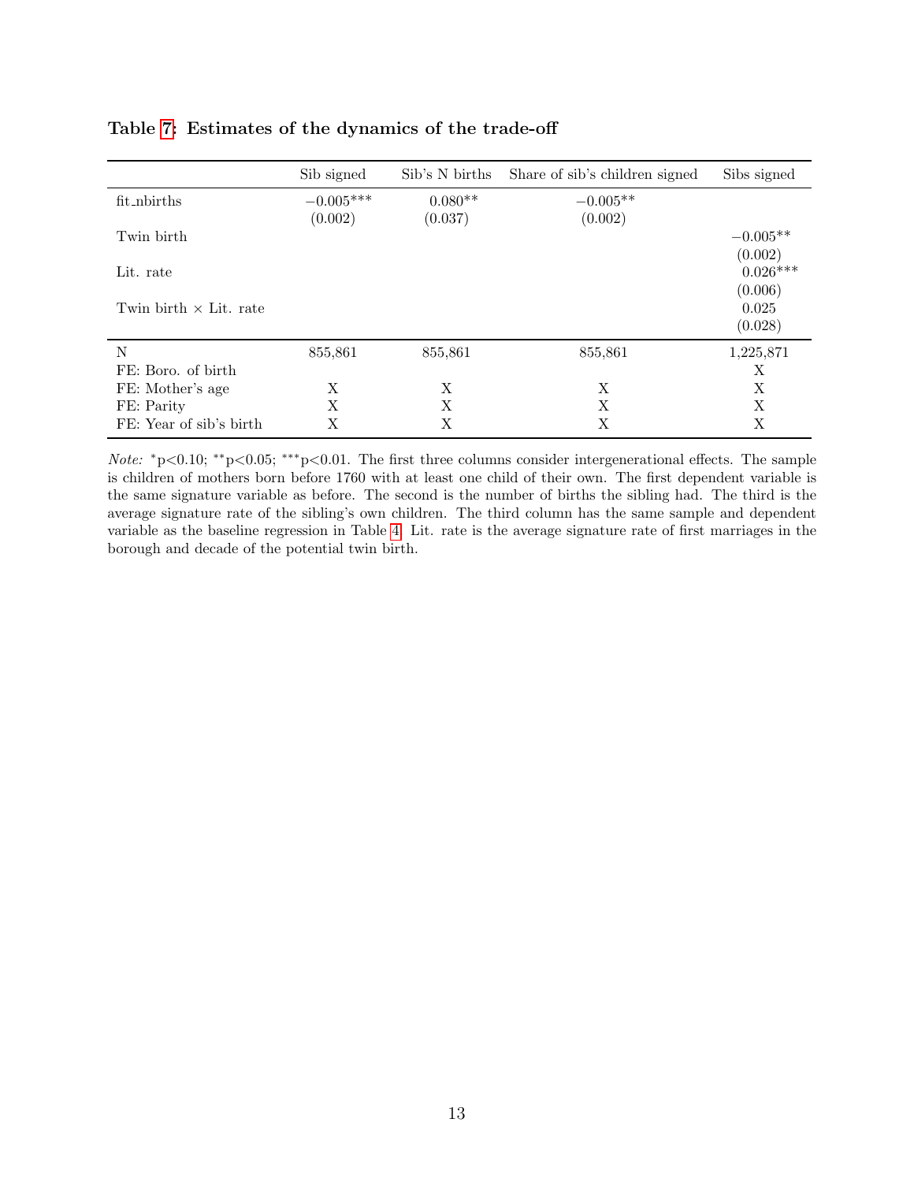**Table 7: Estimates of the dynamics of the trade-off**

| | Sib signed | Sib's N births | Share of sib's children signed | Sibs signed |
|---|---|---|---|---|
| fit_nbirths | $-0.005^{***}$ | $0.080^{**}$ | $-0.005^{**}$ | |
| | (0.002) | (0.037) | (0.002) | |
| Twin birth | | | | $-0.005^{**}$ |
| | | | | (0.002) |
| Lit. rate | | | | $0.026^{***}$ |
| | | | | (0.006) |
| Twin birth × Lit. rate | | | | 0.025 |
| | | | | (0.028) |
| N | 855,861 | 855,861 | 855,861 | 1,225,871 |
| FE: Boro. of birth | | | | X |
| FE: Mother's age | X | X | X | X |
| FE: Parity | X | X | X | X |
| FE: Year of sib's birth | X | X | X | X |

*Note:* $^{*}$p<0.10; $^{**}$p<0.05; $^{***}$p<0.01. The first three columns consider intergenerational effects. The sample is children of mothers born before 1760 with at least one child of their own. The first dependent variable is the same signature variable as before. The second is the number of births the sibling had. The third is the average signature rate of the sibling's own children. The third column has the same sample and dependent variable as the baseline regression in Table 4. Lit. rate is the average signature rate of first marriages in the borough and decade of the potential twin birth.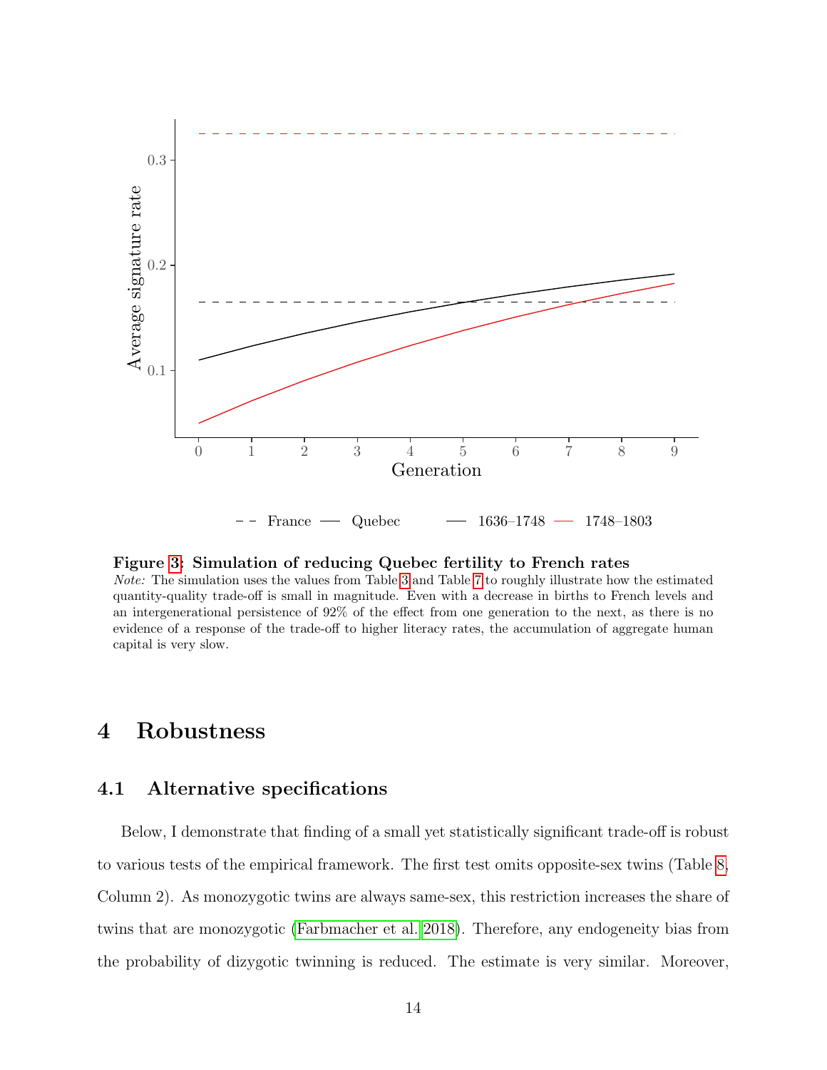**Figure 3: Simulation of reducing Quebec fertility to French rates**

*Note:* The simulation uses the values from Table 3 and Table 7 to roughly illustrate how the estimated quantity-quality trade-off is small in magnitude. Even with a decrease in births to French levels and an intergenerational persistence of 92% of the effect from one generation to the next, as there is no evidence of a response of the trade-off to higher literacy rates, the accumulation of aggregate human capital is very slow.

# 4 Robustness

## 4.1 Alternative specifications

Below, I demonstrate that finding of a small yet statistically significant trade-off is robust to various tests of the empirical framework. The first test omits opposite-sex twins (Table 8, Column 2). As monozygotic twins are always same-sex, this restriction increases the share of twins that are monozygotic (Farbmacher et al. 2018). Therefore, any endogeneity bias from the probability of dizygotic twinning is reduced. The estimate is very similar. Moreover,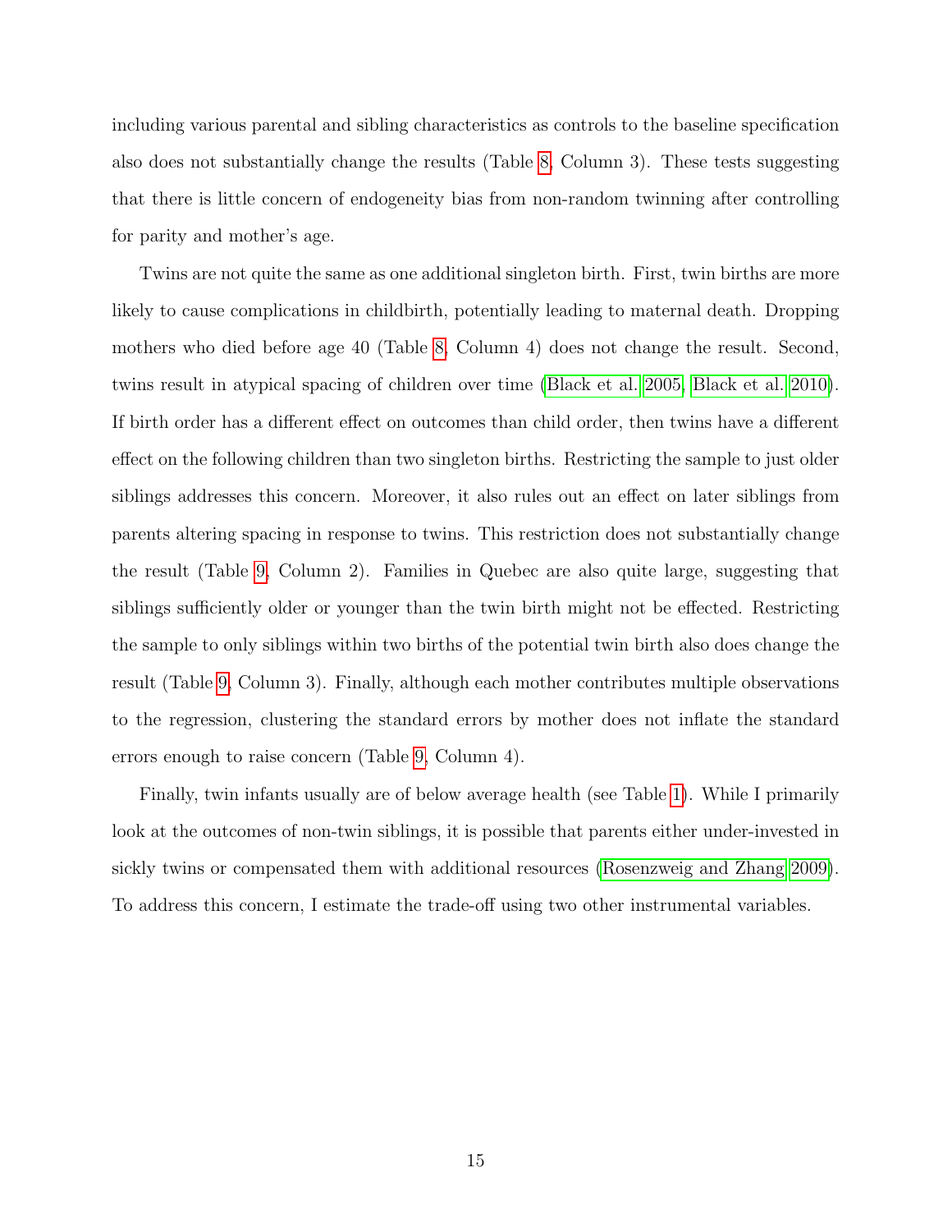including various parental and sibling characteristics as controls to the baseline specification also does not substantially change the results (Table 8, Column 3). These tests suggesting that there is little concern of endogeneity bias from non-random twinning after controlling for parity and mother's age.

Twins are not quite the same as one additional singleton birth. First, twin births are more likely to cause complications in childbirth, potentially leading to maternal death. Dropping mothers who died before age 40 (Table 8, Column 4) does not change the result. Second, twins result in atypical spacing of children over time (Black et al. 2005, Black et al. 2010). If birth order has a different effect on outcomes than child order, then twins have a different effect on the following children than two singleton births. Restricting the sample to just older siblings addresses this concern. Moreover, it also rules out an effect on later siblings from parents altering spacing in response to twins. This restriction does not substantially change the result (Table 9, Column 2). Families in Quebec are also quite large, suggesting that siblings sufficiently older or younger than the twin birth might not be effected. Restricting the sample to only siblings within two births of the potential twin birth also does change the result (Table 9, Column 3). Finally, although each mother contributes multiple observations to the regression, clustering the standard errors by mother does not inflate the standard errors enough to raise concern (Table 9, Column 4).

Finally, twin infants usually are of below average health (see Table 1). While I primarily look at the outcomes of non-twin siblings, it is possible that parents either under-invested in sickly twins or compensated them with additional resources (Rosenzweig and Zhang 2009). To address this concern, I estimate the trade-off using two other instrumental variables.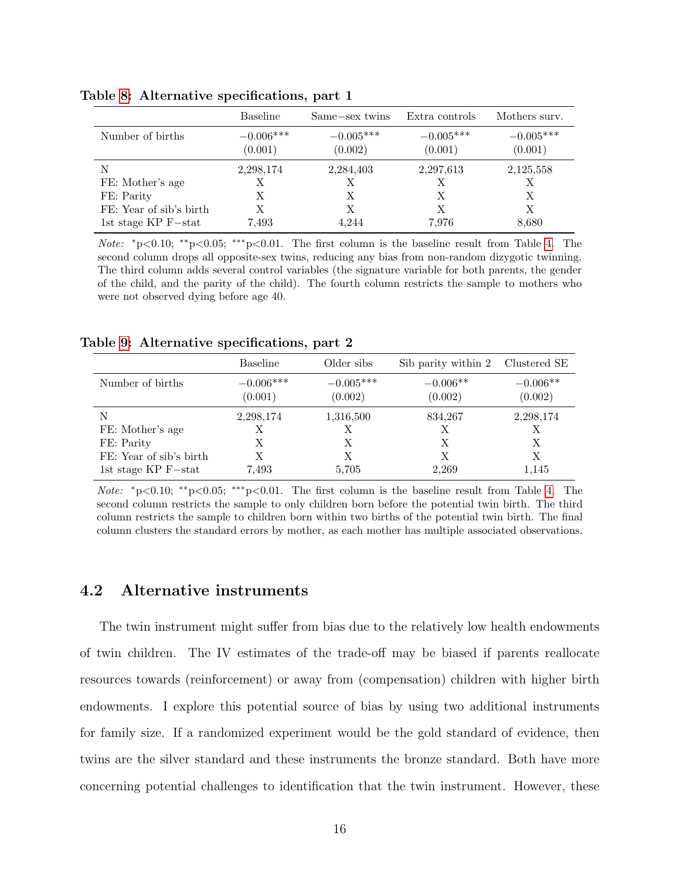**Table 8: Alternative specifications, part 1**

| | Baseline | Same−sex twins | Extra controls | Mothers surv. |
|---|---|---|---|---|
| Number of births | −0.006*** | −0.005*** | −0.005*** | −0.005*** |
| | (0.001) | (0.002) | (0.001) | (0.001) |
| N | 2,298,174 | 2,284,403 | 2,297,613 | 2,125,558 |
| FE: Mother's age | X | X | X | X |
| FE: Parity | X | X | X | X |
| FE: Year of sib's birth | X | X | X | X |
| 1st stage KP F−stat | 7,493 | 4,244 | 7,976 | 8,680 |

*Note:* *p<0.10; **p<0.05; ***p<0.01. The first column is the baseline result from Table 4. The second column drops all opposite-sex twins, reducing any bias from non-random dizygotic twinning. The third column adds several control variables (the signature variable for both parents, the gender of the child, and the parity of the child). The fourth column restricts the sample to mothers who were not observed dying before age 40.

**Table 9: Alternative specifications, part 2**

| | Baseline | Older sibs | Sib parity within 2 | Clustered SE |
|---|---|---|---|---|
| Number of births | −0.006*** | −0.005*** | −0.006** | −0.006** |
| | (0.001) | (0.002) | (0.002) | (0.002) |
| N | 2,298,174 | 1,316,500 | 834,267 | 2,298,174 |
| FE: Mother's age | X | X | X | X |
| FE: Parity | X | X | X | X |
| FE: Year of sib's birth | X | X | X | X |
| 1st stage KP F−stat | 7,493 | 5,705 | 2,269 | 1,145 |

*Note:* *p<0.10; **p<0.05; ***p<0.01. The first column is the baseline result from Table 4. The second column restricts the sample to only children born before the potential twin birth. The third column restricts the sample to children born within two births of the potential twin birth. The final column clusters the standard errors by mother, as each mother has multiple associated observations.

## 4.2 Alternative instruments

The twin instrument might suffer from bias due to the relatively low health endowments of twin children. The IV estimates of the trade-off may be biased if parents reallocate resources towards (reinforcement) or away from (compensation) children with higher birth endowments. I explore this potential source of bias by using two additional instruments for family size. If a randomized experiment would be the gold standard of evidence, then twins are the silver standard and these instruments the bronze standard. Both have more concerning potential challenges to identification that the twin instrument. However, these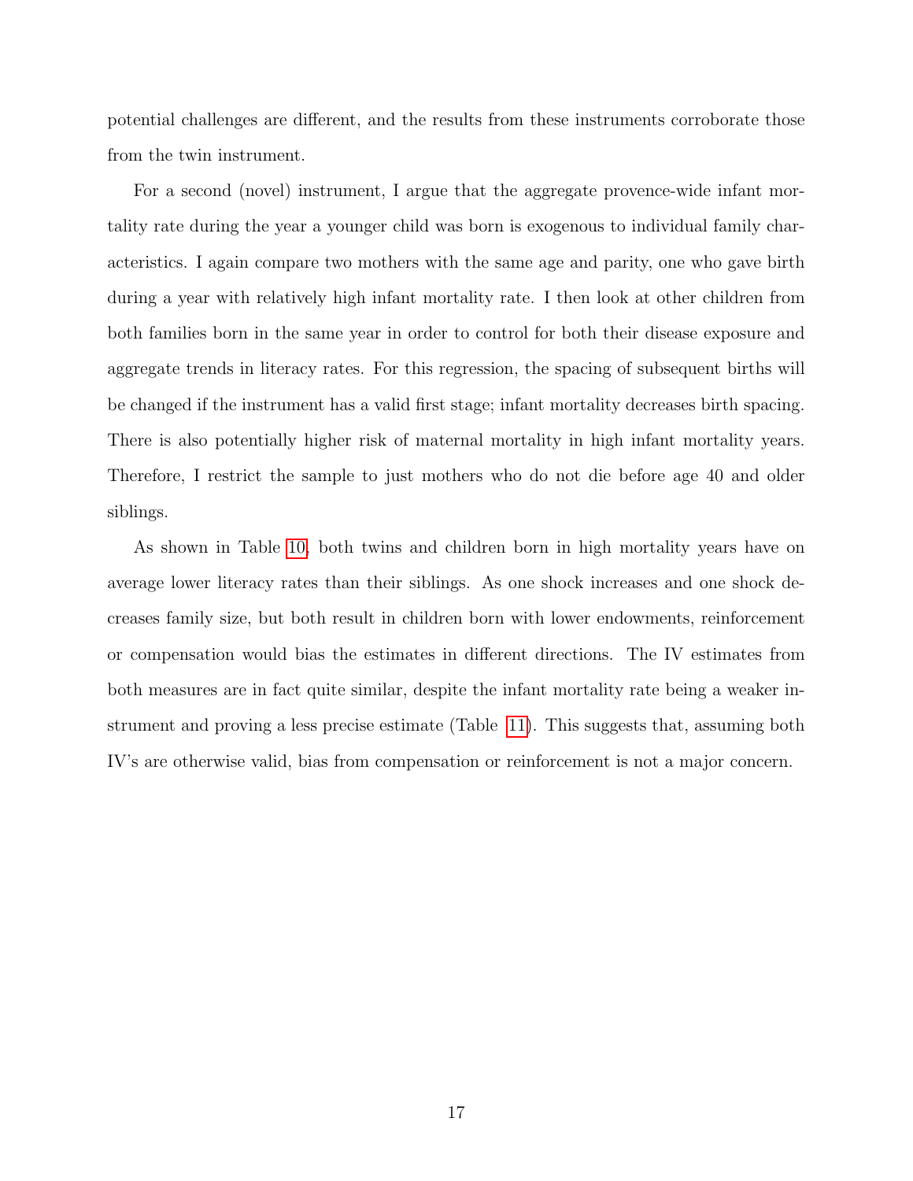potential challenges are different, and the results from these instruments corroborate those from the twin instrument.

For a second (novel) instrument, I argue that the aggregate provence-wide infant mortality rate during the year a younger child was born is exogenous to individual family characteristics. I again compare two mothers with the same age and parity, one who gave birth during a year with relatively high infant mortality rate. I then look at other children from both families born in the same year in order to control for both their disease exposure and aggregate trends in literacy rates. For this regression, the spacing of subsequent births will be changed if the instrument has a valid first stage; infant mortality decreases birth spacing. There is also potentially higher risk of maternal mortality in high infant mortality years. Therefore, I restrict the sample to just mothers who do not die before age 40 and older siblings.

As shown in Table 10, both twins and children born in high mortality years have on average lower literacy rates than their siblings. As one shock increases and one shock decreases family size, but both result in children born with lower endowments, reinforcement or compensation would bias the estimates in different directions. The IV estimates from both measures are in fact quite similar, despite the infant mortality rate being a weaker instrument and proving a less precise estimate (Table 11). This suggests that, assuming both IV's are otherwise valid, bias from compensation or reinforcement is not a major concern.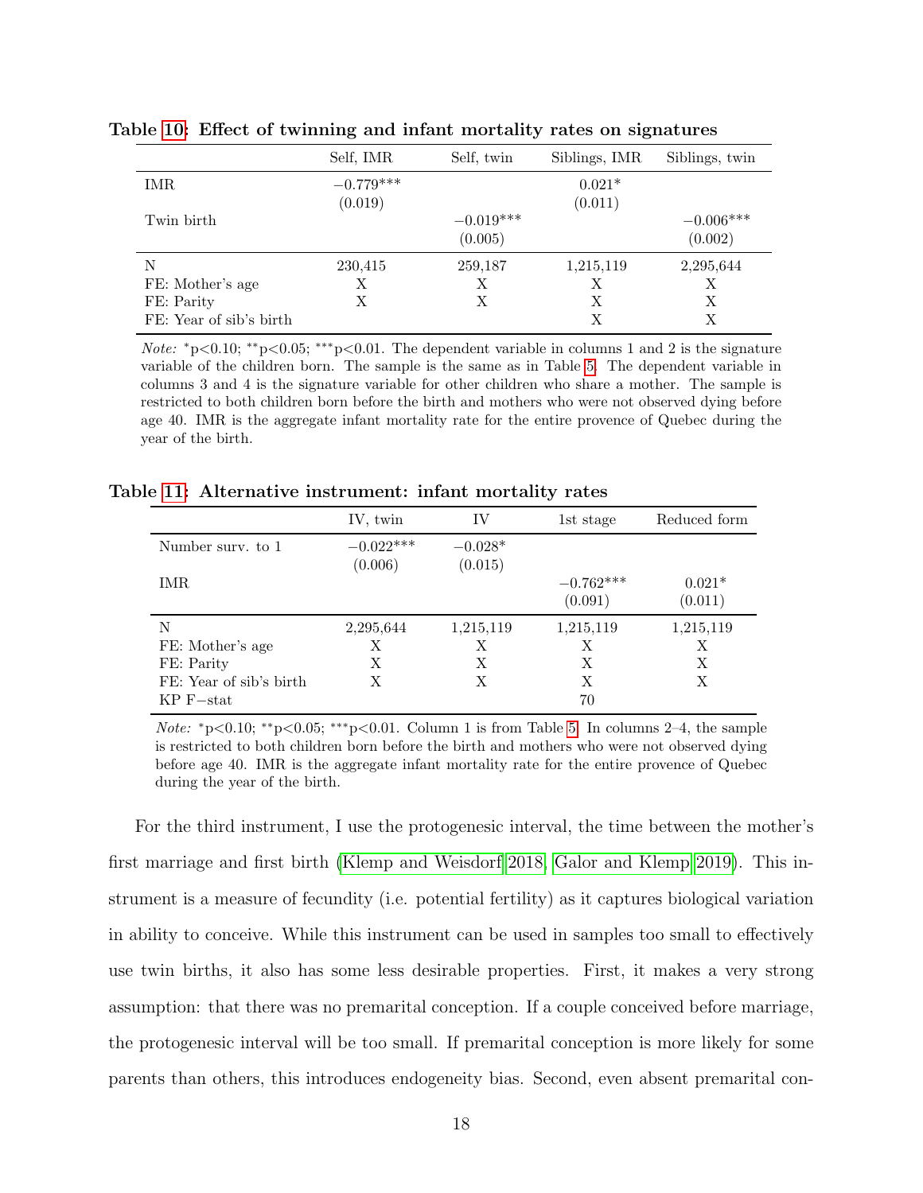**Table 10: Effect of twinning and infant mortality rates on signatures**

| | Self, IMR | Self, twin | Siblings, IMR | Siblings, twin |
|---|---|---|---|---|
| IMR | −0.779*** | | 0.021* | |
| | (0.019) | | (0.011) | |
| Twin birth | | −0.019*** | | −0.006*** |
| | | (0.005) | | (0.002) |
| N | 230,415 | 259,187 | 1,215,119 | 2,295,644 |
| FE: Mother's age | X | X | X | X |
| FE: Parity | X | X | X | X |
| FE: Year of sib's birth | | | X | X |

*Note:* *p<0.10; **p<0.05; ***p<0.01. The dependent variable in columns 1 and 2 is the signature variable of the children born. The sample is the same as in Table 5. The dependent variable in columns 3 and 4 is the signature variable for other children who share a mother. The sample is restricted to both children born before the birth and mothers who were not observed dying before age 40. IMR is the aggregate infant mortality rate for the entire provence of Quebec during the year of the birth.

**Table 11: Alternative instrument: infant mortality rates**

| | IV, twin | IV | 1st stage | Reduced form |
|---|---|---|---|---|
| Number surv. to 1 | −0.022*** | −0.028* | | |
| | (0.006) | (0.015) | | |
| IMR | | | −0.762*** | 0.021* |
| | | | (0.091) | (0.011) |
| N | 2,295,644 | 1,215,119 | 1,215,119 | 1,215,119 |
| FE: Mother's age | X | X | X | X |
| FE: Parity | X | X | X | X |
| FE: Year of sib's birth | X | X | X | X |
| KP F−stat | | | 70 | |

*Note:* *p<0.10; **p<0.05; ***p<0.01. Column 1 is from Table 5. In columns 2–4, the sample is restricted to both children born before the birth and mothers who were not observed dying before age 40. IMR is the aggregate infant mortality rate for the entire provence of Quebec during the year of the birth.

For the third instrument, I use the protogenesic interval, the time between the mother's first marriage and first birth (Klemp and Weisdorf 2018, Galor and Klemp 2019). This instrument is a measure of fecundity (i.e. potential fertility) as it captures biological variation in ability to conceive. While this instrument can be used in samples too small to effectively use twin births, it also has some less desirable properties. First, it makes a very strong assumption: that there was no premarital conception. If a couple conceived before marriage, the protogenesic interval will be too small. If premarital conception is more likely for some parents than others, this introduces endogeneity bias. Second, even absent premarital con-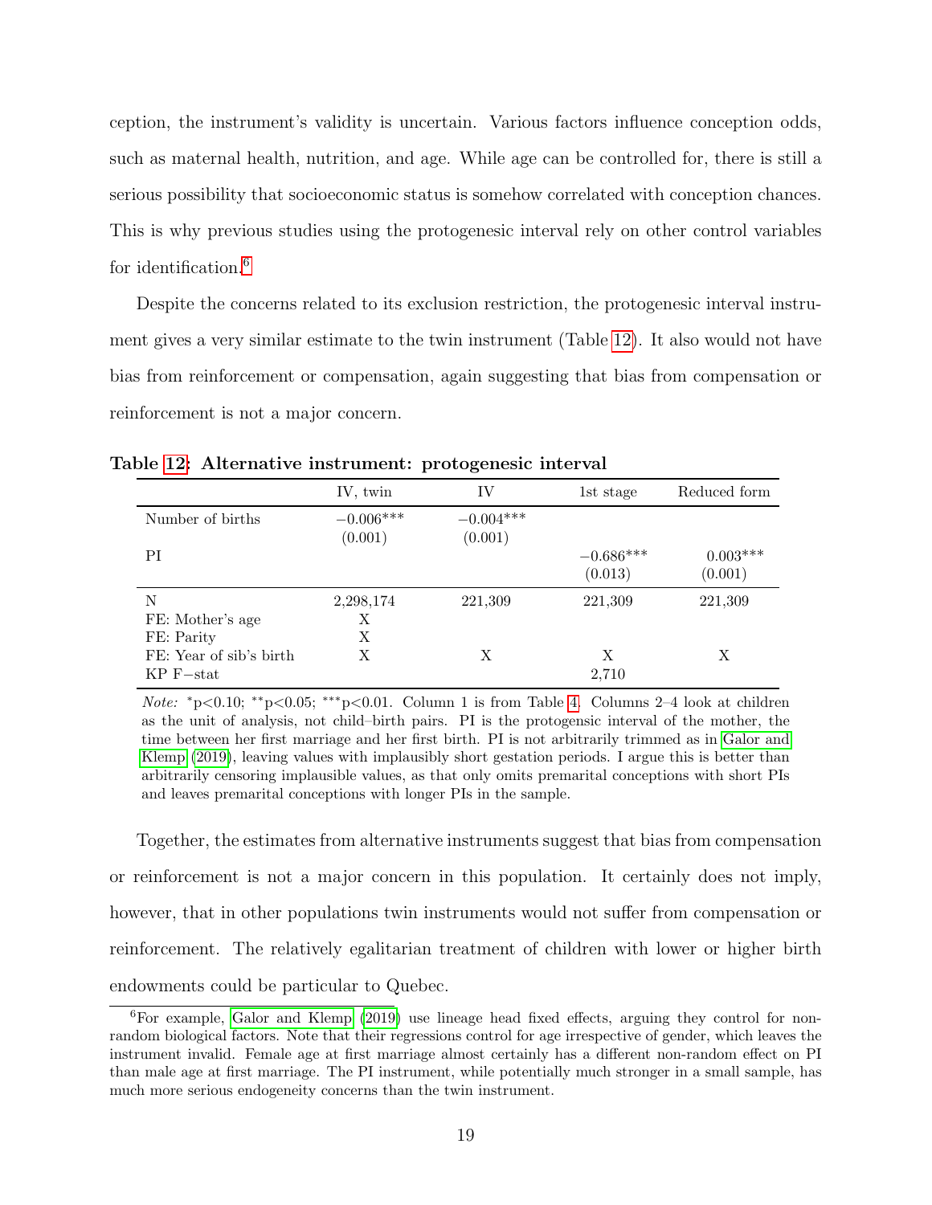ception, the instrument's validity is uncertain. Various factors influence conception odds, such as maternal health, nutrition, and age. While age can be controlled for, there is still a serious possibility that socioeconomic status is somehow correlated with conception chances. This is why previous studies using the protogenesic interval rely on other control variables for identification.[6]

Despite the concerns related to its exclusion restriction, the protogenesic interval instrument gives a very similar estimate to the twin instrument (Table 12). It also would not have bias from reinforcement or compensation, again suggesting that bias from compensation or reinforcement is not a major concern.

**Table 12: Alternative instrument: protogenesic interval**

| | IV, twin | IV | 1st stage | Reduced form |
|---|---|---|---|---|
| Number of births | $-0.006^{***}$ | $-0.004^{***}$ | | |
| | (0.001) | (0.001) | | |
| PI | | | $-0.686^{***}$ | $0.003^{***}$ |
| | | | (0.013) | (0.001) |
| N | 2,298,174 | 221,309 | 221,309 | 221,309 |
| FE: Mother's age | X | | | |
| FE: Parity | X | | | |
| FE: Year of sib's birth | X | X | X | X |
| KP F−stat | | | 2,710 | |

*Note:* $^{*}$p<0.10; $^{**}$p<0.05; $^{***}$p<0.01. Column 1 is from Table 4. Columns 2–4 look at children as the unit of analysis, not child–birth pairs. PI is the protogensic interval of the mother, the time between her first marriage and her first birth. PI is not arbitrarily trimmed as in Galor and Klemp (2019), leaving values with implausibly short gestation periods. I argue this is better than arbitrarily censoring implausible values, as that only omits premarital conceptions with short PIs and leaves premarital conceptions with longer PIs in the sample.

Together, the estimates from alternative instruments suggest that bias from compensation or reinforcement is not a major concern in this population. It certainly does not imply, however, that in other populations twin instruments would not suffer from compensation or reinforcement. The relatively egalitarian treatment of children with lower or higher birth endowments could be particular to Quebec.

[6] For example, Galor and Klemp (2019) use lineage head fixed effects, arguing they control for non-random biological factors. Note that their regressions control for age irrespective of gender, which leaves the instrument invalid. Female age at first marriage almost certainly has a different non-random effect on PI than male age at first marriage. The PI instrument, while potentially much stronger in a small sample, has much more serious endogeneity concerns than the twin instrument.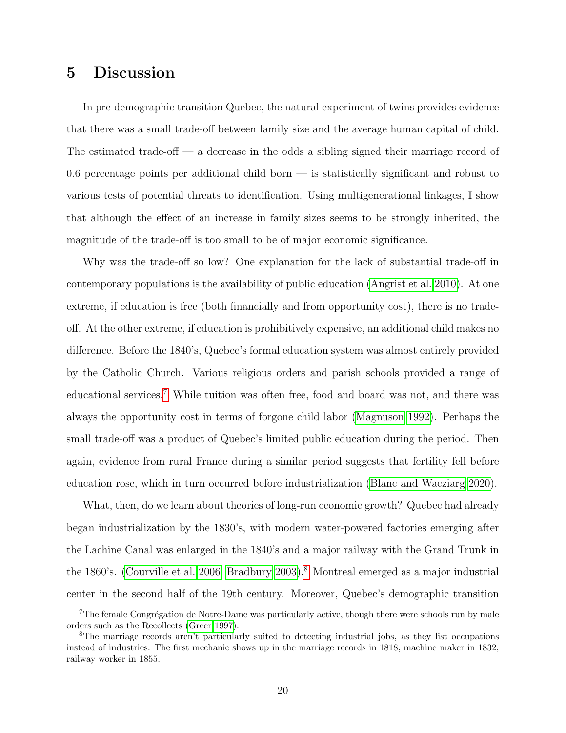# 5 Discussion

In pre-demographic transition Quebec, the natural experiment of twins provides evidence that there was a small trade-off between family size and the average human capital of child. The estimated trade-off — a decrease in the odds a sibling signed their marriage record of 0.6 percentage points per additional child born — is statistically significant and robust to various tests of potential threats to identification. Using multigenerational linkages, I show that although the effect of an increase in family sizes seems to be strongly inherited, the magnitude of the trade-off is too small to be of major economic significance.

Why was the trade-off so low? One explanation for the lack of substantial trade-off in contemporary populations is the availability of public education (Angrist et al. 2010). At one extreme, if education is free (both financially and from opportunity cost), there is no trade-off. At the other extreme, if education is prohibitively expensive, an additional child makes no difference. Before the 1840's, Quebec's formal education system was almost entirely provided by the Catholic Church. Various religious orders and parish schools provided a range of educational services.[7] While tuition was often free, food and board was not, and there was always the opportunity cost in terms of forgone child labor (Magnuson 1992). Perhaps the small trade-off was a product of Quebec's limited public education during the period. Then again, evidence from rural France during a similar period suggests that fertility fell before education rose, which in turn occurred before industrialization (Blanc and Wacziarg 2020).

What, then, do we learn about theories of long-run economic growth? Quebec had already began industrialization by the 1830's, with modern water-powered factories emerging after the Lachine Canal was enlarged in the 1840's and a major railway with the Grand Trunk in the 1860's. (Courville et al. 2006, Bradbury 2003).[8] Montreal emerged as a major industrial center in the second half of the 19th century. Moreover, Quebec's demographic transition

[7] The female Congrégation de Notre-Dame was particularly active, though there were schools run by male orders such as the Recollects (Greer 1997).

[8] The marriage records aren't particularly suited to detecting industrial jobs, as they list occupations instead of industries. The first mechanic shows up in the marriage records in 1818, machine maker in 1832, railway worker in 1855.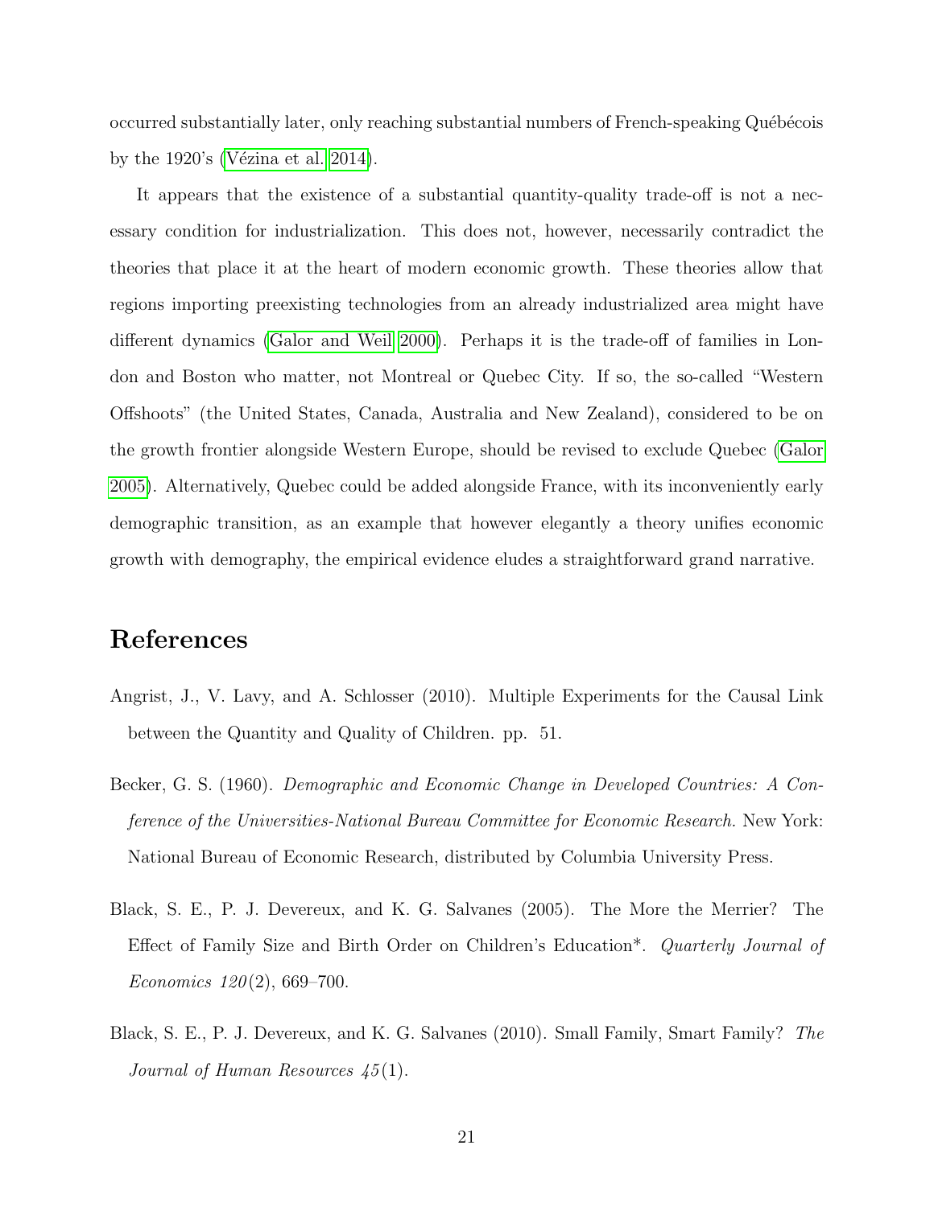occurred substantially later, only reaching substantial numbers of French-speaking Québécois by the 1920's (Vézina et al. 2014).

It appears that the existence of a substantial quantity-quality trade-off is not a necessary condition for industrialization. This does not, however, necessarily contradict the theories that place it at the heart of modern economic growth. These theories allow that regions importing preexisting technologies from an already industrialized area might have different dynamics (Galor and Weil 2000). Perhaps it is the trade-off of families in London and Boston who matter, not Montreal or Quebec City. If so, the so-called "Western Offshoots" (the United States, Canada, Australia and New Zealand), considered to be on the growth frontier alongside Western Europe, should be revised to exclude Quebec (Galor 2005). Alternatively, Quebec could be added alongside France, with its inconveniently early demographic transition, as an example that however elegantly a theory unifies economic growth with demography, the empirical evidence eludes a straightforward grand narrative.

# References

Angrist, J., V. Lavy, and A. Schlosser (2010). Multiple Experiments for the Causal Link between the Quantity and Quality of Children. pp. 51.

Becker, G. S. (1960). *Demographic and Economic Change in Developed Countries: A Conference of the Universities-National Bureau Committee for Economic Research.* New York: National Bureau of Economic Research, distributed by Columbia University Press.

Black, S. E., P. J. Devereux, and K. G. Salvanes (2005). The More the Merrier? The Effect of Family Size and Birth Order on Children's Education*. *Quarterly Journal of Economics 120*(2), 669–700.

Black, S. E., P. J. Devereux, and K. G. Salvanes (2010). Small Family, Smart Family? *The Journal of Human Resources 45*(1).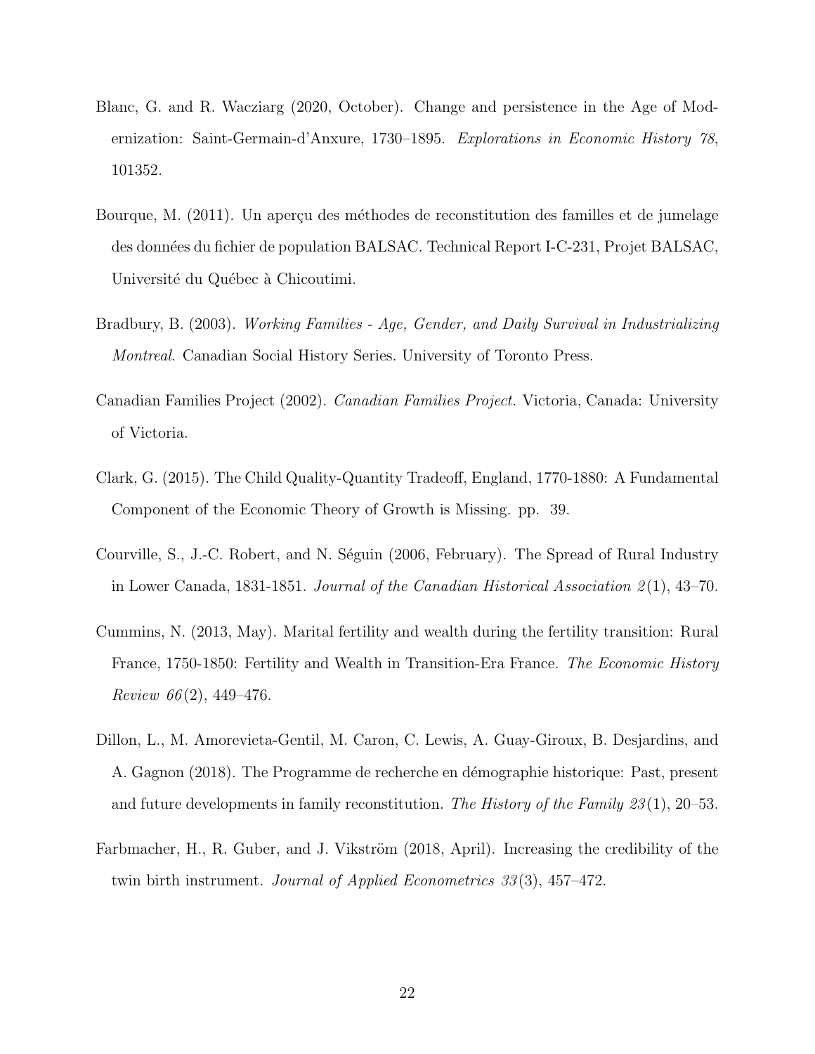Blanc, G. and R. Wacziarg (2020, October). Change and persistence in the Age of Modernization: Saint-Germain-d'Anxure, 1730–1895. *Explorations in Economic History 78*, 101352.

Bourque, M. (2011). Un aperçu des méthodes de reconstitution des familles et de jumelage des données du fichier de population BALSAC. Technical Report I-C-231, Projet BALSAC, Université du Québec à Chicoutimi.

Bradbury, B. (2003). *Working Families - Age, Gender, and Daily Survival in Industrializing Montreal*. Canadian Social History Series. University of Toronto Press.

Canadian Families Project (2002). *Canadian Families Project.* Victoria, Canada: University of Victoria.

Clark, G. (2015). The Child Quality-Quantity Tradeoff, England, 1770-1880: A Fundamental Component of the Economic Theory of Growth is Missing. pp. 39.

Courville, S., J.-C. Robert, and N. Séguin (2006, February). The Spread of Rural Industry in Lower Canada, 1831-1851. *Journal of the Canadian Historical Association 2*(1), 43–70.

Cummins, N. (2013, May). Marital fertility and wealth during the fertility transition: Rural France, 1750-1850: Fertility and Wealth in Transition-Era France. *The Economic History Review 66*(2), 449–476.

Dillon, L., M. Amorevieta-Gentil, M. Caron, C. Lewis, A. Guay-Giroux, B. Desjardins, and A. Gagnon (2018). The Programme de recherche en démographie historique: Past, present and future developments in family reconstitution. *The History of the Family 23*(1), 20–53.

Farbmacher, H., R. Guber, and J. Vikström (2018, April). Increasing the credibility of the twin birth instrument. *Journal of Applied Econometrics 33*(3), 457–472.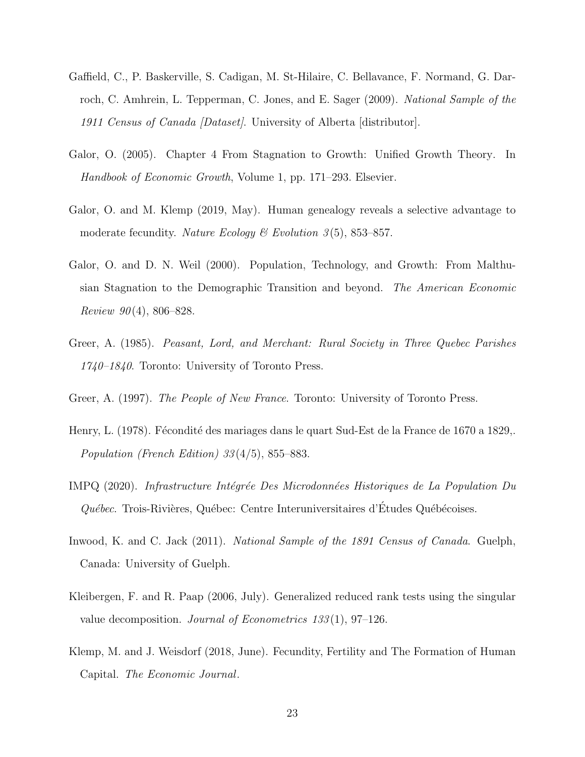Gaffield, C., P. Baskerville, S. Cadigan, M. St-Hilaire, C. Bellavance, F. Normand, G. Darroch, C. Amhrein, L. Tepperman, C. Jones, and E. Sager (2009). *National Sample of the 1911 Census of Canada [Dataset]*. University of Alberta [distributor].

Galor, O. (2005). Chapter 4 From Stagnation to Growth: Unified Growth Theory. In *Handbook of Economic Growth*, Volume 1, pp. 171–293. Elsevier.

Galor, O. and M. Klemp (2019, May). Human genealogy reveals a selective advantage to moderate fecundity. *Nature Ecology & Evolution 3*(5), 853–857.

Galor, O. and D. N. Weil (2000). Population, Technology, and Growth: From Malthusian Stagnation to the Demographic Transition and beyond. *The American Economic Review 90*(4), 806–828.

Greer, A. (1985). *Peasant, Lord, and Merchant: Rural Society in Three Quebec Parishes 1740–1840*. Toronto: University of Toronto Press.

Greer, A. (1997). *The People of New France*. Toronto: University of Toronto Press.

Henry, L. (1978). Fécondité des mariages dans le quart Sud-Est de la France de 1670 a 1829,. *Population (French Edition) 33*(4/5), 855–883.

IMPQ (2020). *Infrastructure Intégrée Des Microdonnées Historiques de La Population Du Québec*. Trois-Rivières, Québec: Centre Interuniversitaires d'Études Québécoises.

Inwood, K. and C. Jack (2011). *National Sample of the 1891 Census of Canada*. Guelph, Canada: University of Guelph.

Kleibergen, F. and R. Paap (2006, July). Generalized reduced rank tests using the singular value decomposition. *Journal of Econometrics 133*(1), 97–126.

Klemp, M. and J. Weisdorf (2018, June). Fecundity, Fertility and The Formation of Human Capital. *The Economic Journal*.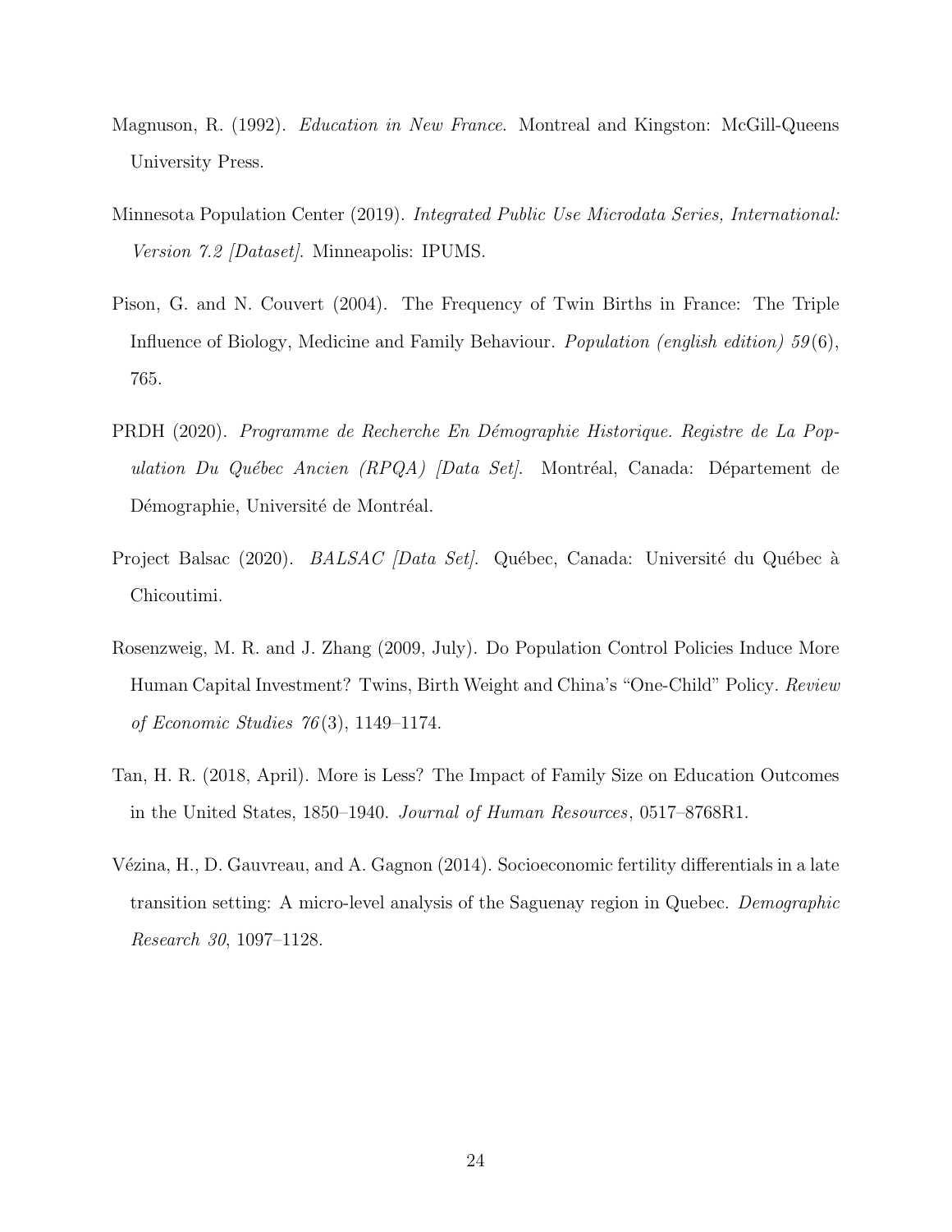Magnuson, R. (1992). *Education in New France*. Montreal and Kingston: McGill-Queens University Press.

Minnesota Population Center (2019). *Integrated Public Use Microdata Series, International: Version 7.2 [Dataset]*. Minneapolis: IPUMS.

Pison, G. and N. Couvert (2004). The Frequency of Twin Births in France: The Triple Influence of Biology, Medicine and Family Behaviour. *Population (english edition) 59*(6), 765.

PRDH (2020). *Programme de Recherche En Démographie Historique. Registre de La Population Du Québec Ancien (RPQA) [Data Set]*. Montréal, Canada: Département de Démographie, Université de Montréal.

Project Balsac (2020). *BALSAC [Data Set]*. Québec, Canada: Université du Québec à Chicoutimi.

Rosenzweig, M. R. and J. Zhang (2009, July). Do Population Control Policies Induce More Human Capital Investment? Twins, Birth Weight and China's "One-Child" Policy. *Review of Economic Studies 76*(3), 1149–1174.

Tan, H. R. (2018, April). More is Less? The Impact of Family Size on Education Outcomes in the United States, 1850–1940. *Journal of Human Resources*, 0517–8768R1.

Vézina, H., D. Gauvreau, and A. Gagnon (2014). Socioeconomic fertility differentials in a late transition setting: A micro-level analysis of the Saguenay region in Quebec. *Demographic Research 30*, 1097–1128.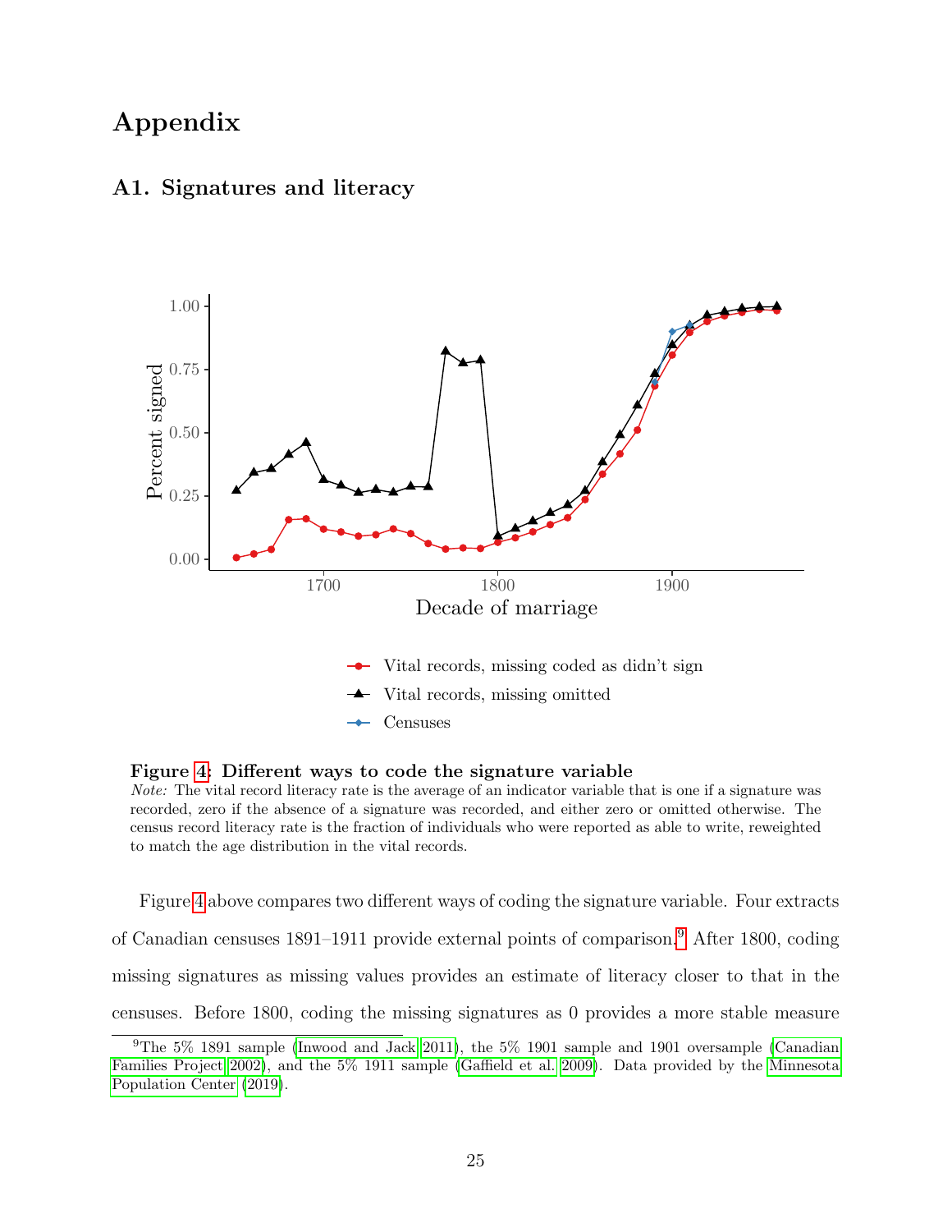# Appendix

## A1. Signatures and literacy

**Figure 4: Different ways to code the signature variable**

*Note:* The vital record literacy rate is the average of an indicator variable that is one if a signature was recorded, zero if the absence of a signature was recorded, and either zero or omitted otherwise. The census record literacy rate is the fraction of individuals who were reported as able to write, reweighted to match the age distribution in the vital records.

Figure 4 above compares two different ways of coding the signature variable. Four extracts of Canadian censuses 1891–1911 provide external points of comparison.[9] After 1800, coding missing signatures as missing values provides an estimate of literacy closer to that in the censuses. Before 1800, coding the missing signatures as 0 provides a more stable measure

[9] The 5% 1891 sample (Inwood and Jack 2011), the 5% 1901 sample and 1901 oversample (Canadian Families Project 2002), and the 5% 1911 sample (Gaffield et al. 2009). Data provided by the Minnesota Population Center (2019).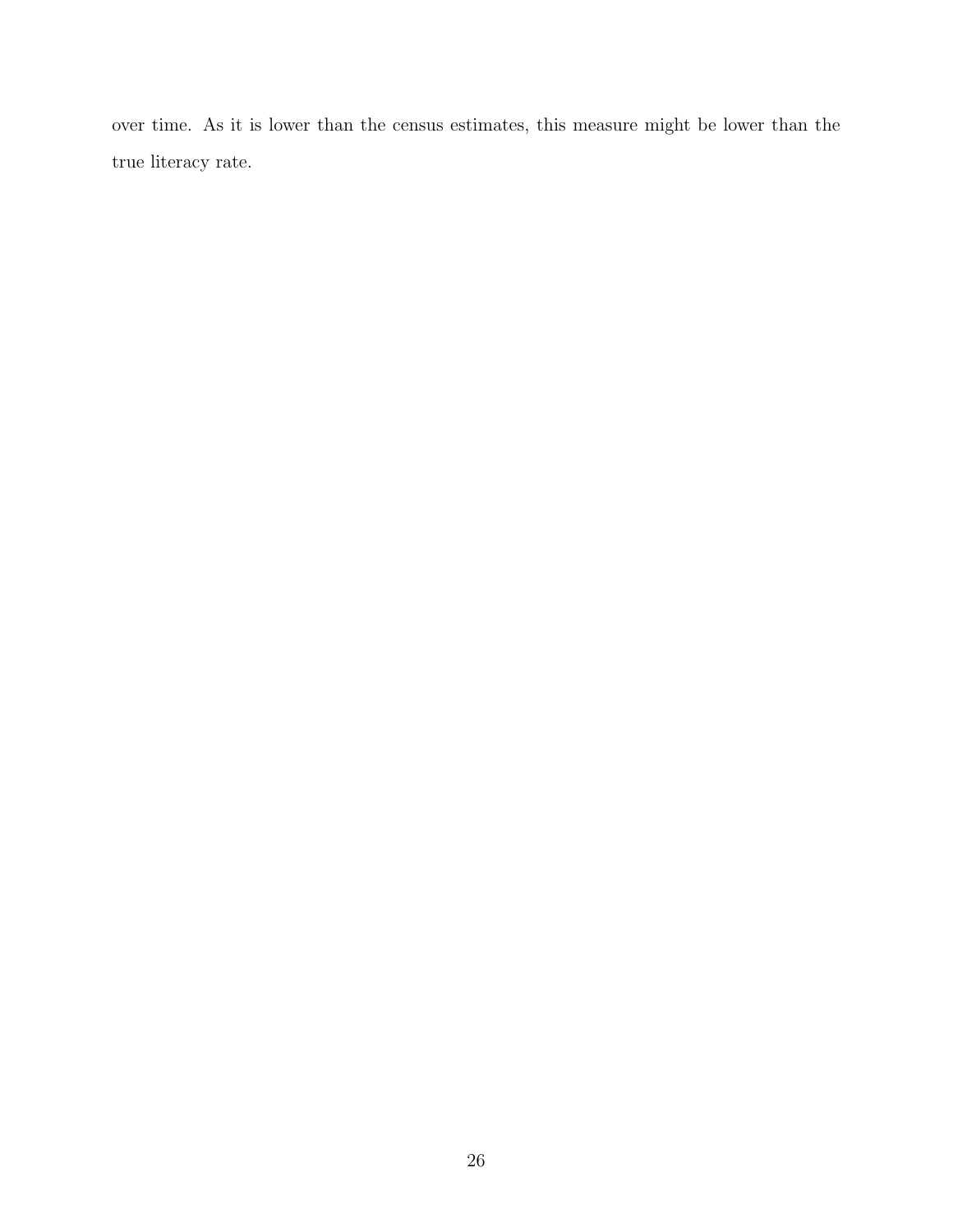over time. As it is lower than the census estimates, this measure might be lower than the true literacy rate.